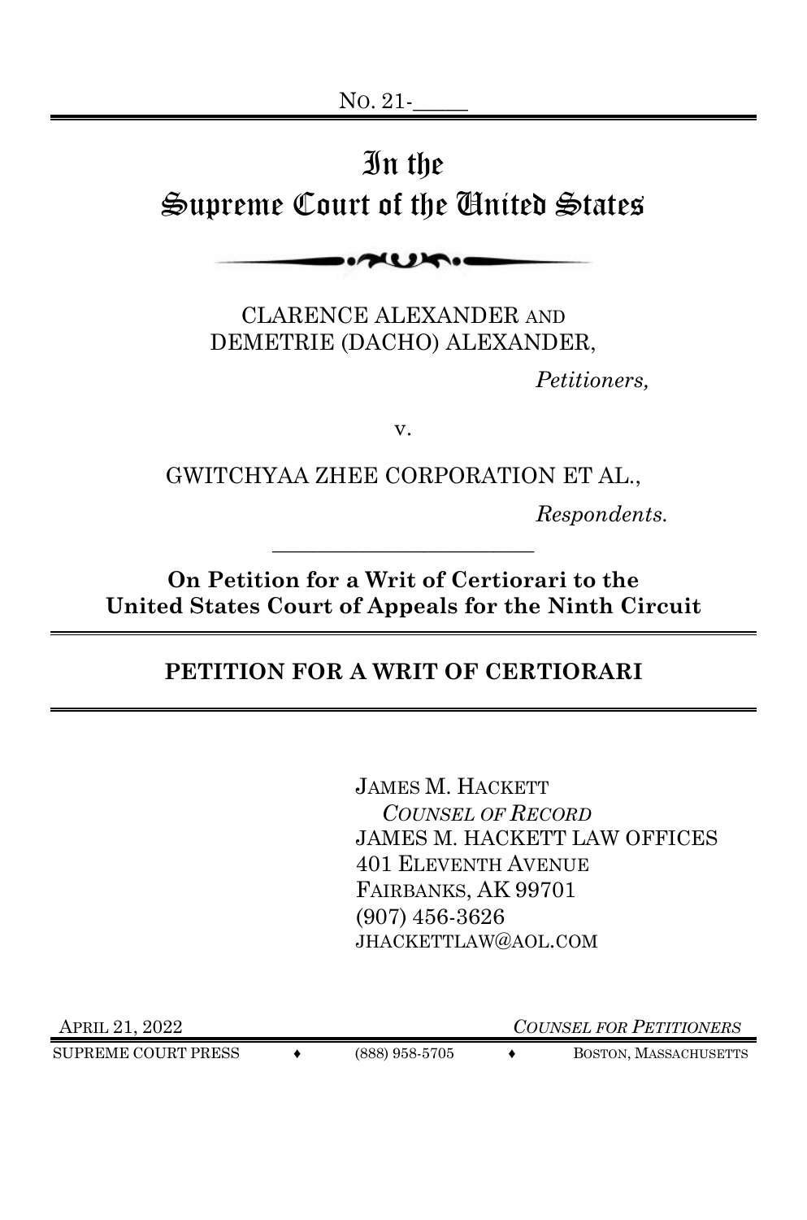No. 21-\_\_\_\_\_

# In the Supreme Court of the United States

CLARENCE ALEXANDER AND DEMETRIE (DACHO) ALEXANDER,

*Petitioners,*

v.

GWITCHYAA ZHEE CORPORATION ET AL.,

*Respondents.*

---

**On Petition for a Writ of Certiorari to the United States Court of Appeals for the Ninth Circuit**

## PETITION FOR A WRIT OF CERTIORARI

JAMES M. HACKETT
*COUNSEL OF RECORD*
JAMES M. HACKETT LAW OFFICES
401 ELEVENTH AVENUE
FAIRBANKS, AK 99701
(907) 456-3626
JHACKETTLAW@AOL.COM

APRIL 21, 2022

*COUNSEL FOR PETITIONERS*

SUPREME COURT PRESS ♦ (888) 958-5705 ♦ BOSTON, MASSACHUSETTS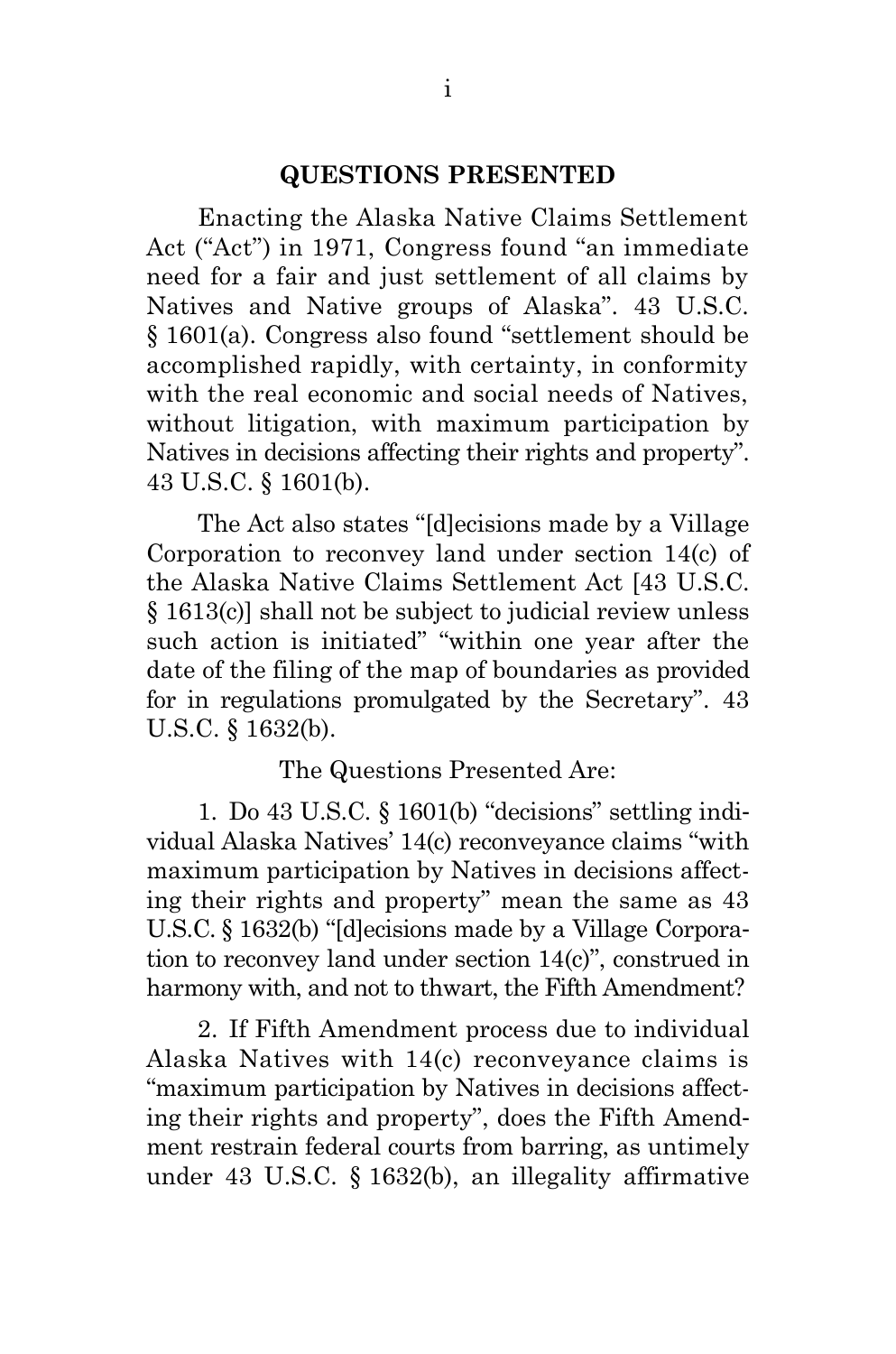## QUESTIONS PRESENTED

Enacting the Alaska Native Claims Settlement Act ("Act") in 1971, Congress found "an immediate need for a fair and just settlement of all claims by Natives and Native groups of Alaska". 43 U.S.C. § 1601(a). Congress also found "settlement should be accomplished rapidly, with certainty, in conformity with the real economic and social needs of Natives, without litigation, with maximum participation by Natives in decisions affecting their rights and property". 43 U.S.C. § 1601(b).

The Act also states "[d]ecisions made by a Village Corporation to reconvey land under section 14(c) of the Alaska Native Claims Settlement Act [43 U.S.C. § 1613(c)] shall not be subject to judicial review unless such action is initiated" "within one year after the date of the filing of the map of boundaries as provided for in regulations promulgated by the Secretary". 43 U.S.C. § 1632(b).

The Questions Presented Are:

1. Do 43 U.S.C. § 1601(b) "decisions" settling individual Alaska Natives' 14(c) reconveyance claims "with maximum participation by Natives in decisions affecting their rights and property" mean the same as 43 U.S.C. § 1632(b) "[d]ecisions made by a Village Corporation to reconvey land under section 14(c)", construed in harmony with, and not to thwart, the Fifth Amendment?

2. If Fifth Amendment process due to individual Alaska Natives with 14(c) reconveyance claims is "maximum participation by Natives in decisions affecting their rights and property", does the Fifth Amendment restrain federal courts from barring, as untimely under 43 U.S.C. § 1632(b), an illegality affirmative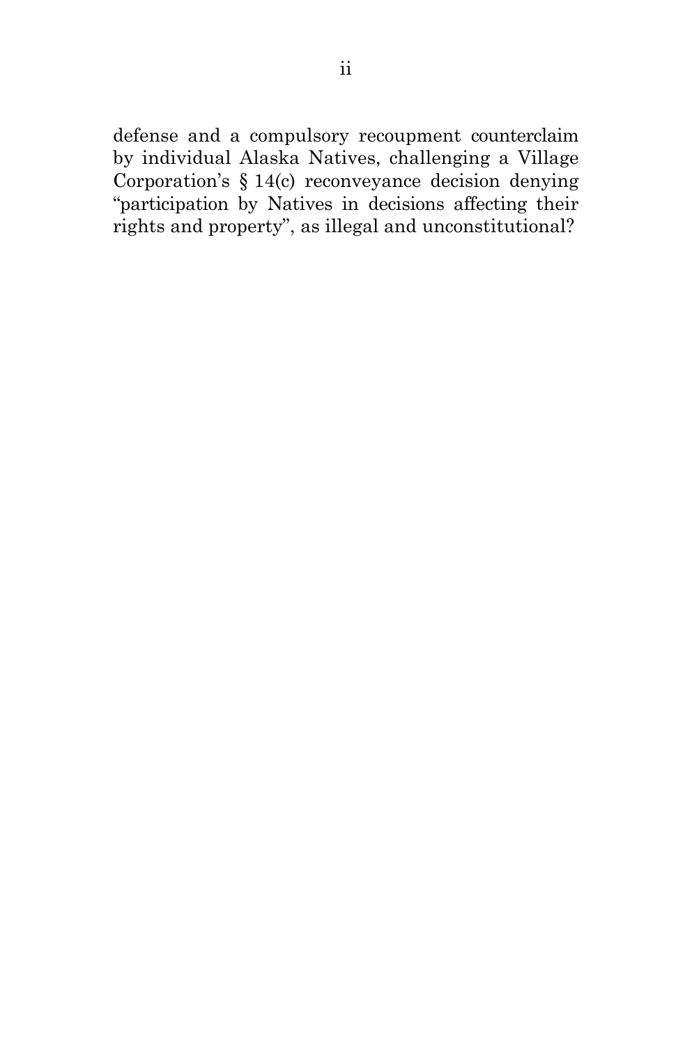defense and a compulsory recoupment counterclaim by individual Alaska Natives, challenging a Village Corporation's § 14(c) reconveyance decision denying "participation by Natives in decisions affecting their rights and property", as illegal and unconstitutional?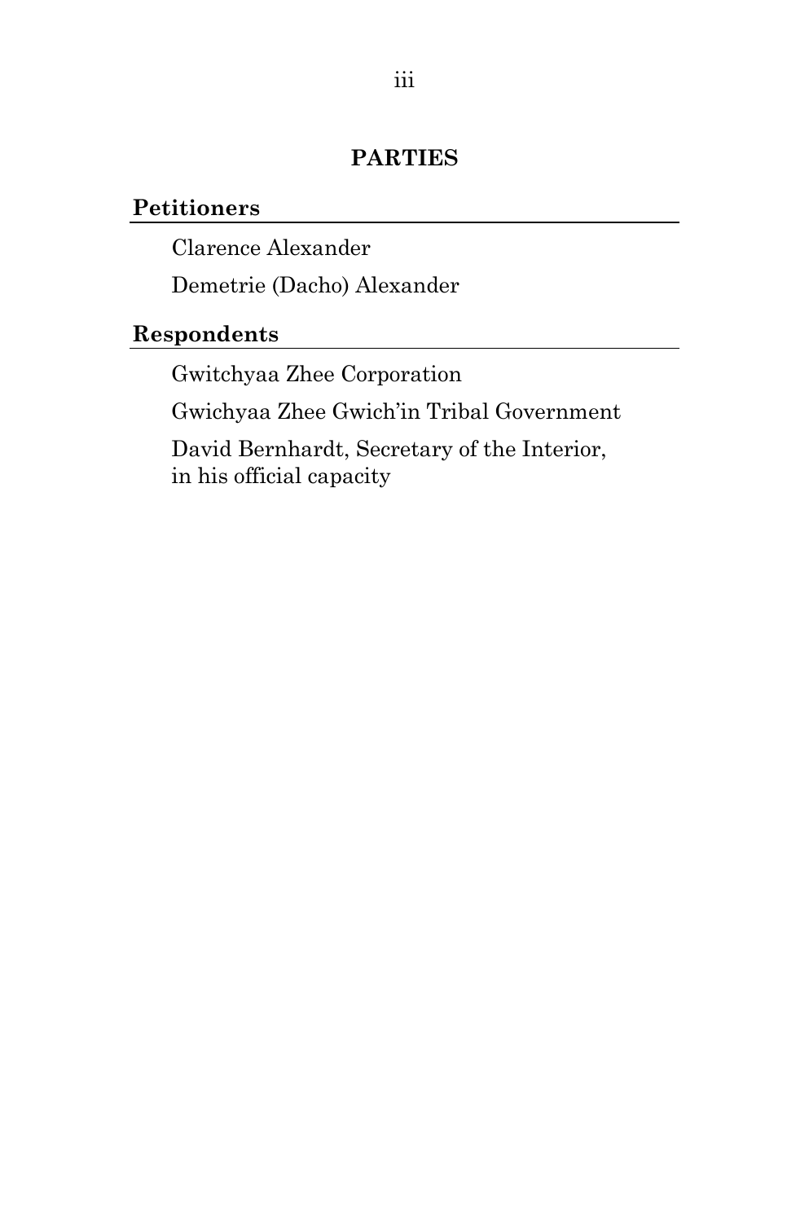## PARTIES

### Petitioners

Clarence Alexander

Demetrie (Dacho) Alexander

### Respondents

Gwitchyaa Zhee Corporation

Gwichyaa Zhee Gwich'in Tribal Government

David Bernhardt, Secretary of the Interior, in his official capacity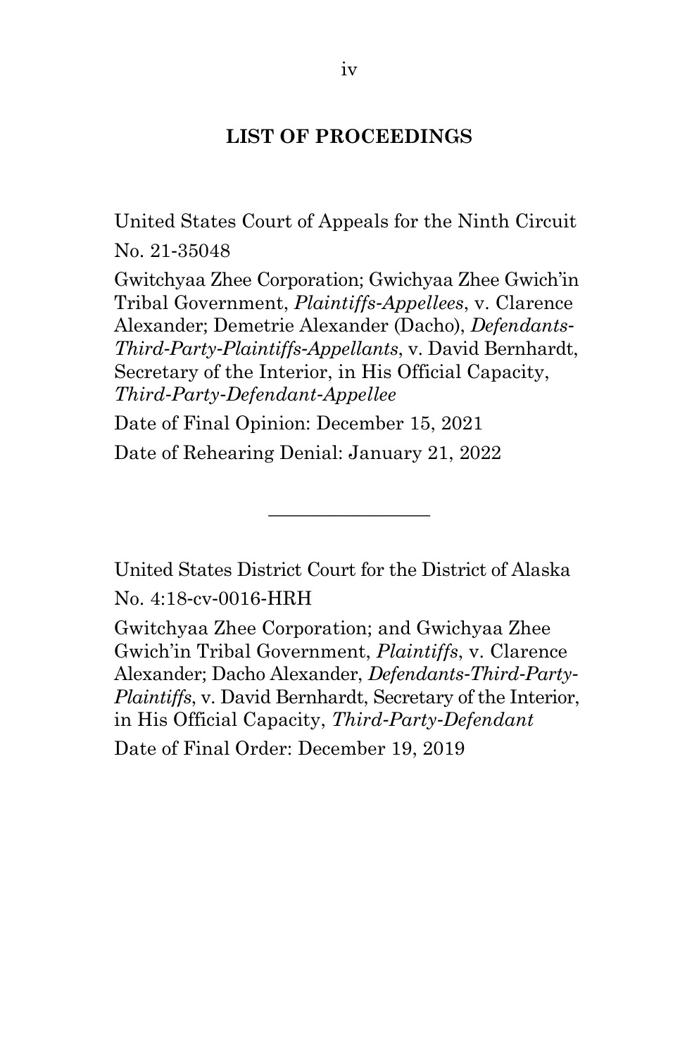## LIST OF PROCEEDINGS

United States Court of Appeals for the Ninth Circuit

No. 21-35048

Gwitchyaa Zhee Corporation; Gwichyaa Zhee Gwich'in Tribal Government, *Plaintiffs-Appellees*, v. Clarence Alexander; Demetrie Alexander (Dacho), *Defendants-Third-Party-Plaintiffs-Appellants*, v. David Bernhardt, Secretary of the Interior, in His Official Capacity, *Third-Party-Defendant-Appellee*

Date of Final Opinion: December 15, 2021

Date of Rehearing Denial: January 21, 2022

---

United States District Court for the District of Alaska

No. 4:18-cv-0016-HRH

Gwitchyaa Zhee Corporation; and Gwichyaa Zhee Gwich'in Tribal Government, *Plaintiffs*, v. Clarence Alexander; Dacho Alexander, *Defendants-Third-Party-Plaintiffs*, v. David Bernhardt, Secretary of the Interior, in His Official Capacity, *Third-Party-Defendant*

Date of Final Order: December 19, 2019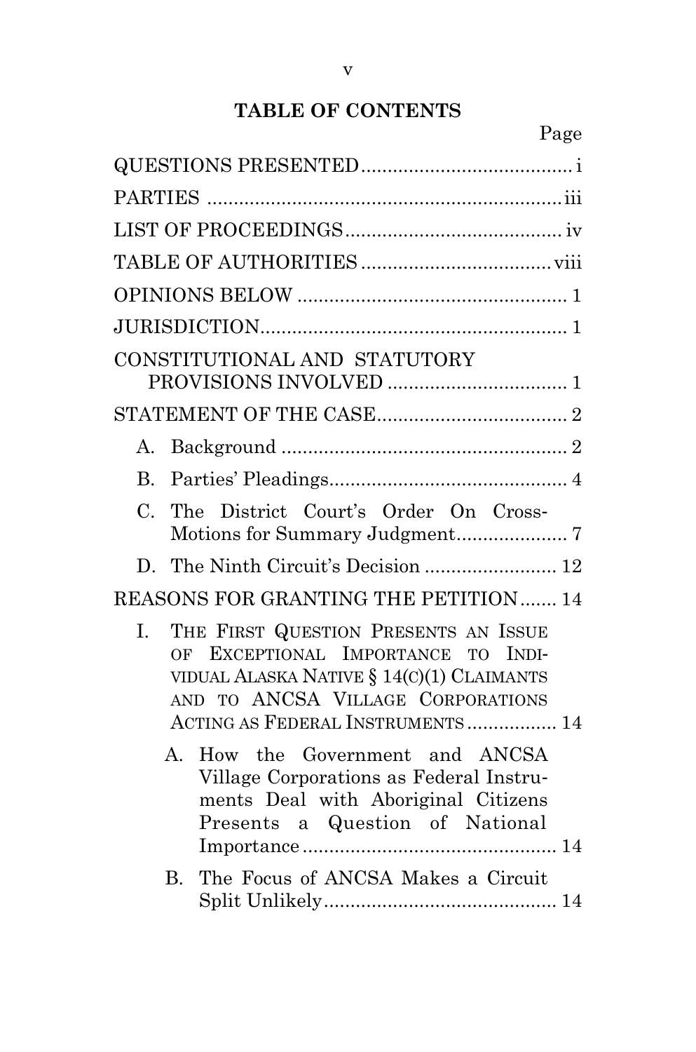# TABLE OF CONTENTS

Page

QUESTIONS PRESENTED........................................ i

PARTIES ................................................................... iii

LIST OF PROCEEDINGS......................................... iv

TABLE OF AUTHORITIES .................................... viii

OPINIONS BELOW ................................................... 1

JURISDICTION.......................................................... 1

CONSTITUTIONAL AND STATUTORY PROVISIONS INVOLVED .................................. 1

STATEMENT OF THE CASE.................................... 2

- A. Background ...................................................... 2
- B. Parties' Pleadings............................................. 4
- C. The District Court's Order On Cross-Motions for Summary Judgment..................... 7
- D. The Ninth Circuit's Decision ......................... 12

REASONS FOR GRANTING THE PETITION....... 14

- I. THE FIRST QUESTION PRESENTS AN ISSUE OF EXCEPTIONAL IMPORTANCE TO INDIVIDUAL ALASKA NATIVE § 14(C)(1) CLAIMANTS AND TO ANCSA VILLAGE CORPORATIONS ACTING AS FEDERAL INSTRUMENTS ................. 14
  - A. How the Government and ANCSA Village Corporations as Federal Instruments Deal with Aboriginal Citizens Presents a Question of National Importance ................................................ 14
  - B. The Focus of ANCSA Makes a Circuit Split Unlikely............................................ 14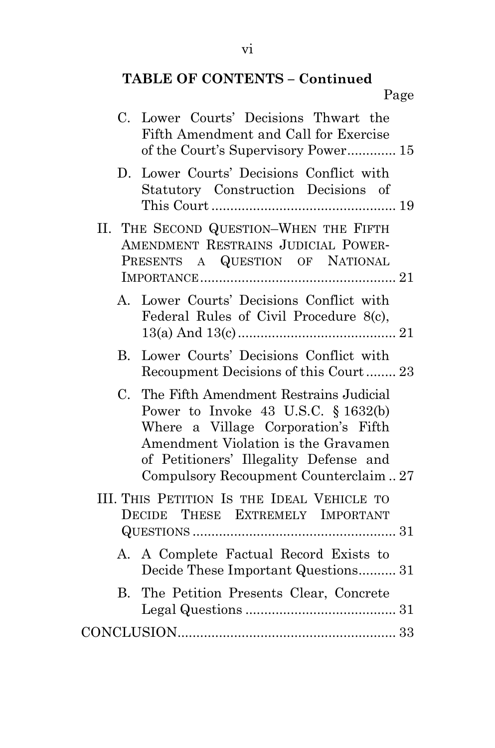**TABLE OF CONTENTS – Continued**

Page

C. Lower Courts' Decisions Thwart the Fifth Amendment and Call for Exercise of the Court's Supervisory Power............. 15

D. Lower Courts' Decisions Conflict with Statutory Construction Decisions of This Court ................................................ 19

II. THE SECOND QUESTION–WHEN THE FIFTH AMENDMENT RESTRAINS JUDICIAL POWER-PRESENTS A QUESTION OF NATIONAL IMPORTANCE .................................................... 21

A. Lower Courts' Decisions Conflict with Federal Rules of Civil Procedure 8(c), 13(a) And 13(c) .......................................... 21

B. Lower Courts' Decisions Conflict with Recoupment Decisions of this Court ........ 23

C. The Fifth Amendment Restrains Judicial Power to Invoke 43 U.S.C. § 1632(b) Where a Village Corporation's Fifth Amendment Violation is the Gravamen of Petitioners' Illegality Defense and Compulsory Recoupment Counterclaim .. 27

III. THIS PETITION IS THE IDEAL VEHICLE TO DECIDE THESE EXTREMELY IMPORTANT QUESTIONS ...................................................... 31

A. A Complete Factual Record Exists to Decide These Important Questions.......... 31

B. The Petition Presents Clear, Concrete Legal Questions ........................................ 31

CONCLUSION.......................................................... 33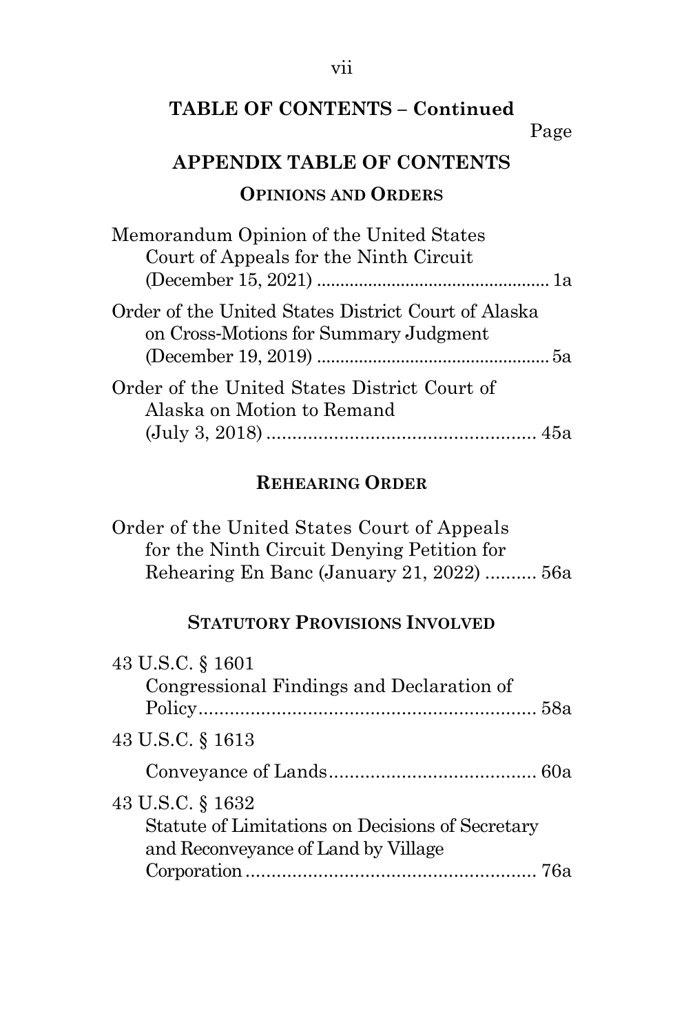## TABLE OF CONTENTS – Continued

Page

## APPENDIX TABLE OF CONTENTS

### OPINIONS AND ORDERS

Memorandum Opinion of the United States Court of Appeals for the Ninth Circuit (December 15, 2021) ................................................ 1a

Order of the United States District Court of Alaska on Cross-Motions for Summary Judgment (December 19, 2019) ................................................ 5a

Order of the United States District Court of Alaska on Motion to Remand (July 3, 2018) .................................................... 45a

### REHEARING ORDER

Order of the United States Court of Appeals for the Ninth Circuit Denying Petition for Rehearing En Banc (January 21, 2022) .......... 56a

### STATUTORY PROVISIONS INVOLVED

43 U.S.C. § 1601
Congressional Findings and Declaration of Policy................................................................ 58a

43 U.S.C. § 1613
Conveyance of Lands....................................... 60a

43 U.S.C. § 1632
Statute of Limitations on Decisions of Secretary and Reconveyance of Land by Village Corporation ....................................................... 76a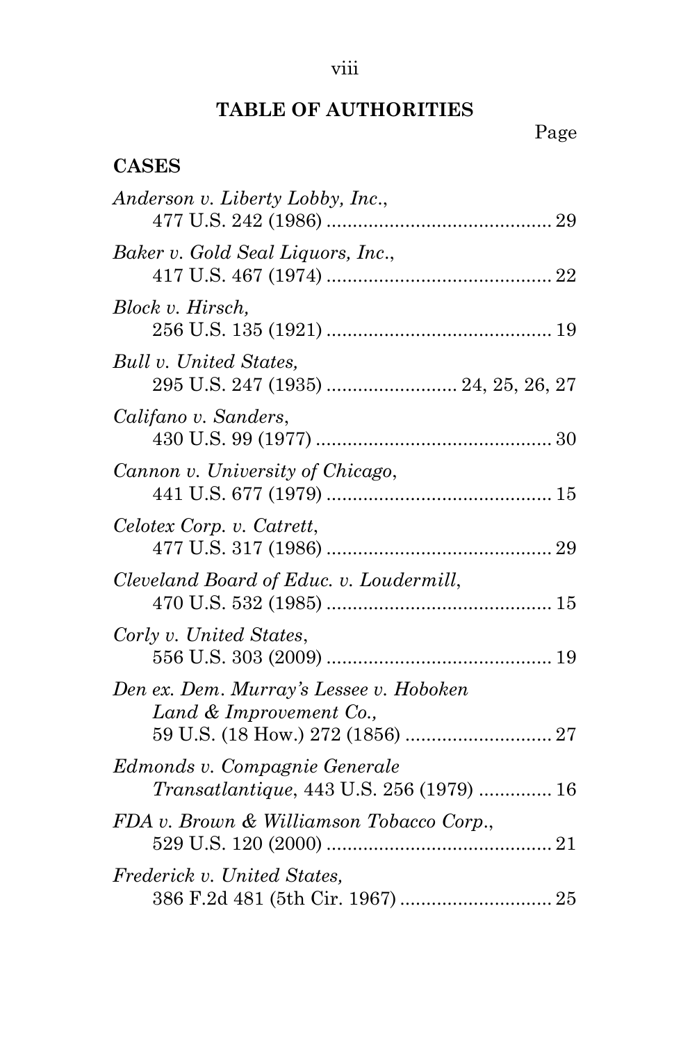## TABLE OF AUTHORITIES

Page

### CASES

*Anderson v. Liberty Lobby, Inc.*,
477 U.S. 242 (1986) .......................................... 29

*Baker v. Gold Seal Liquors, Inc.*,
417 U.S. 467 (1974) .......................................... 22

*Block v. Hirsch,*
256 U.S. 135 (1921) .......................................... 19

*Bull v. United States,*
295 U.S. 247 (1935) ......................... 24, 25, 26, 27

*Califano v. Sanders*,
430 U.S. 99 (1977) ............................................ 30

*Cannon v. University of Chicago*,
441 U.S. 677 (1979) .......................................... 15

*Celotex Corp. v. Catrett*,
477 U.S. 317 (1986) .......................................... 29

*Cleveland Board of Educ. v. Loudermill*,
470 U.S. 532 (1985) .......................................... 15

*Corly v. United States*,
556 U.S. 303 (2009) .......................................... 19

*Den ex. Dem. Murray's Lessee v. Hoboken Land & Improvement Co.,*
59 U.S. (18 How.) 272 (1856) ............................ 27

*Edmonds v. Compagnie Generale Transatlantique*, 443 U.S. 256 (1979) .............. 16

*FDA v. Brown & Williamson Tobacco Corp.*,
529 U.S. 120 (2000) .......................................... 21

*Frederick v. United States,*
386 F.2d 481 (5th Cir. 1967) ............................ 25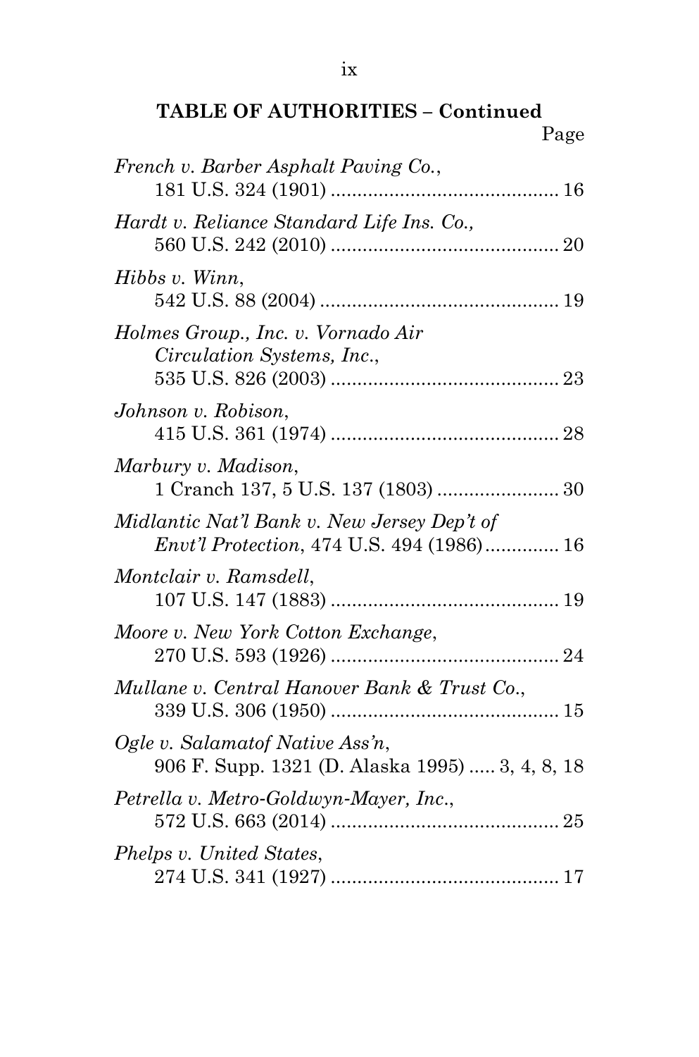**TABLE OF AUTHORITIES – Continued**

Page

*French v. Barber Asphalt Paving Co.*, 181 U.S. 324 (1901) .......................................... 16

*Hardt v. Reliance Standard Life Ins. Co.,* 560 U.S. 242 (2010) .......................................... 20

*Hibbs v. Winn*, 542 U.S. 88 (2004) ............................................ 19

*Holmes Group., Inc. v. Vornado Air Circulation Systems, Inc.*, 535 U.S. 826 (2003) .......................................... 23

*Johnson v. Robison*, 415 U.S. 361 (1974) .......................................... 28

*Marbury v. Madison*, 1 Cranch 137, 5 U.S. 137 (1803) ....................... 30

*Midlantic Nat'l Bank v. New Jersey Dep't of Envt'l Protection*, 474 U.S. 494 (1986) .............. 16

*Montclair v. Ramsdell*, 107 U.S. 147 (1883) .......................................... 19

*Moore v. New York Cotton Exchange*, 270 U.S. 593 (1926) .......................................... 24

*Mullane v. Central Hanover Bank & Trust Co.*, 339 U.S. 306 (1950) .......................................... 15

*Ogle v. Salamatof Native Ass'n*, 906 F. Supp. 1321 (D. Alaska 1995) ..... 3, 4, 8, 18

*Petrella v. Metro-Goldwyn-Mayer, Inc.*, 572 U.S. 663 (2014) .......................................... 25

*Phelps v. United States*, 274 U.S. 341 (1927) .......................................... 17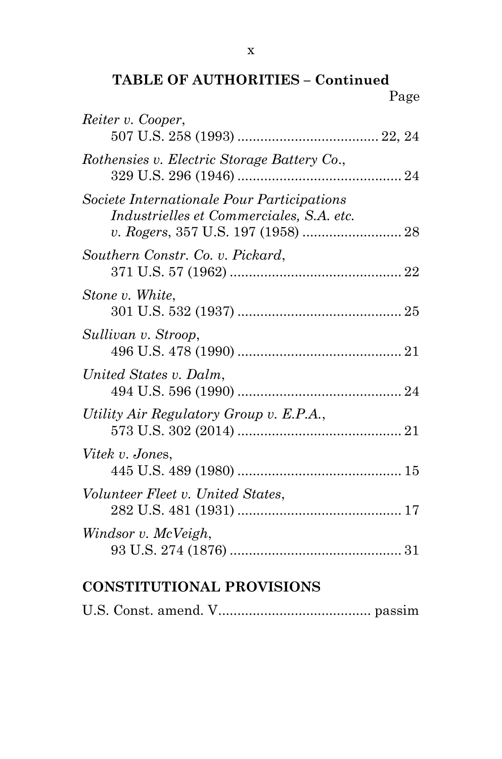**TABLE OF AUTHORITIES – Continued**

Page

*Reiter v. Cooper*,
507 U.S. 258 (1993) .................................... 22, 24

*Rothensies v. Electric Storage Battery Co.*,
329 U.S. 296 (1946) .......................................... 24

*Societe Internationale Pour Participations Industrielles et Commerciales, S.A. etc. v. Rogers*, 357 U.S. 197 (1958) .......................... 28

*Southern Constr. Co. v. Pickard*,
371 U.S. 57 (1962) ............................................ 22

*Stone v. White*,
301 U.S. 532 (1937) .......................................... 25

*Sullivan v. Stroop*,
496 U.S. 478 (1990) .......................................... 21

*United States v. Dalm*,
494 U.S. 596 (1990) .......................................... 24

*Utility Air Regulatory Group v. E.P.A.*,
573 U.S. 302 (2014) .......................................... 21

*Vitek v. Jones*,
445 U.S. 489 (1980) .......................................... 15

*Volunteer Fleet v. United States*,
282 U.S. 481 (1931) .......................................... 17

*Windsor v. McVeigh*,
93 U.S. 274 (1876) ............................................ 31

**CONSTITUTIONAL PROVISIONS**

U.S. Const. amend. V....................................... passim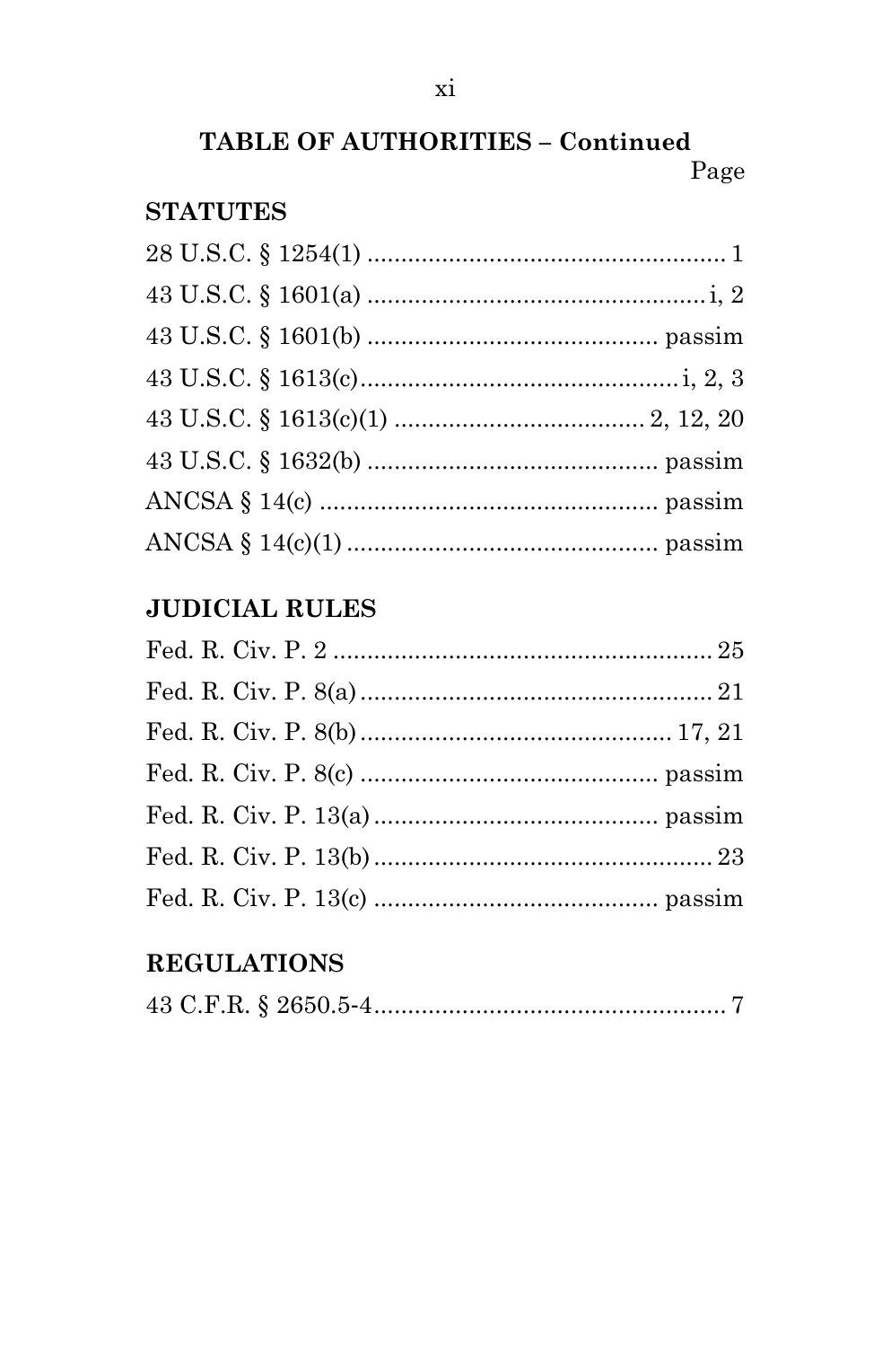## TABLE OF AUTHORITIES – Continued

Page

### STATUTES

28 U.S.C. § 1254(1) .................................................... 1

43 U.S.C. § 1601(a) ................................................. i, 2

43 U.S.C. § 1601(b) .......................................... passim

43 U.S.C. § 1613(c) ............................................. i, 2, 3

43 U.S.C. § 1613(c)(1) .................................... 2, 12, 20

43 U.S.C. § 1632(b) .......................................... passim

ANCSA § 14(c) ................................................. passim

ANCSA § 14(c)(1) ............................................. passim

### JUDICIAL RULES

Fed. R. Civ. P. 2 ....................................................... 25

Fed. R. Civ. P. 8(a) ................................................... 21

Fed. R. Civ. P. 8(b) ............................................. 17, 21

Fed. R. Civ. P. 8(c) ........................................... passim

Fed. R. Civ. P. 13(a) ......................................... passim

Fed. R. Civ. P. 13(b) ................................................. 23

Fed. R. Civ. P. 13(c) ......................................... passim

### REGULATIONS

43 C.F.R. § 2650.5-4 .................................................... 7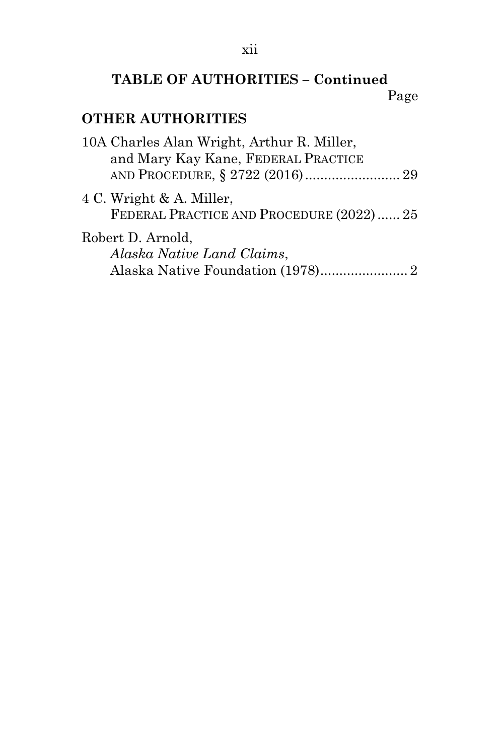## TABLE OF AUTHORITIES – Continued

Page

### OTHER AUTHORITIES

10A Charles Alan Wright, Arthur R. Miller, and Mary Kay Kane, FEDERAL PRACTICE AND PROCEDURE, § 2722 (2016) ......................... 29

4 C. Wright & A. Miller, FEDERAL PRACTICE AND PROCEDURE (2022) ...... 25

Robert D. Arnold, *Alaska Native Land Claims*, Alaska Native Foundation (1978) ....................... 2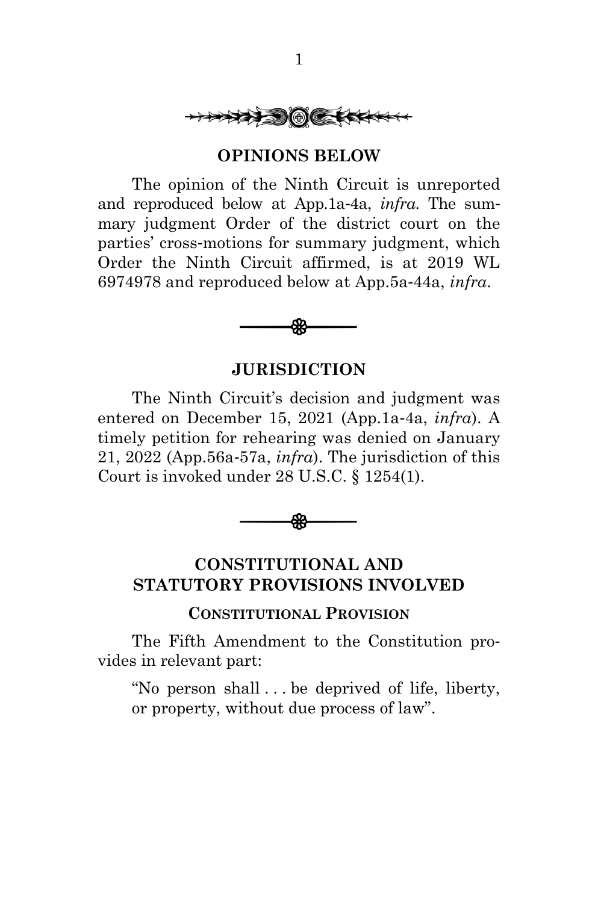## OPINIONS BELOW

The opinion of the Ninth Circuit is unreported and reproduced below at App.1a-4a, *infra.* The summary judgment Order of the district court on the parties' cross-motions for summary judgment, which Order the Ninth Circuit affirmed, is at 2019 WL 6974978 and reproduced below at App.5a-44a, *infra*.

## JURISDICTION

The Ninth Circuit's decision and judgment was entered on December 15, 2021 (App.1a-4a, *infra*). A timely petition for rehearing was denied on January 21, 2022 (App.56a-57a, *infra*). The jurisdiction of this Court is invoked under 28 U.S.C. § 1254(1).

## CONSTITUTIONAL AND STATUTORY PROVISIONS INVOLVED

### CONSTITUTIONAL PROVISION

The Fifth Amendment to the Constitution provides in relevant part:

> "No person shall . . . be deprived of life, liberty, or property, without due process of law".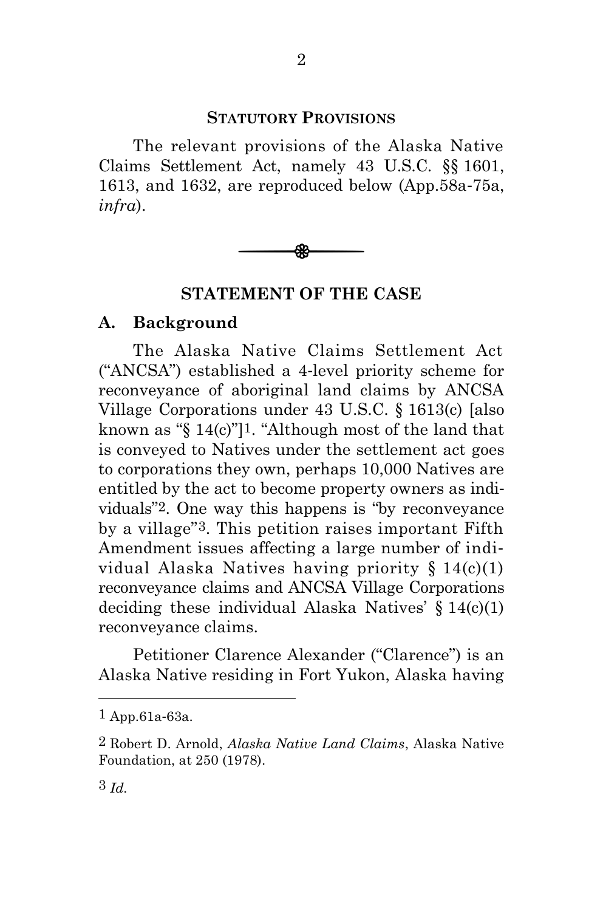## STATUTORY PROVISIONS

The relevant provisions of the Alaska Native Claims Settlement Act, namely 43 U.S.C. §§ 1601, 1613, and 1632, are reproduced below (App.58a-75a, *infra*).

## STATEMENT OF THE CASE

### A. Background

The Alaska Native Claims Settlement Act ("ANCSA") established a 4-level priority scheme for reconveyance of aboriginal land claims by ANCSA Village Corporations under 43 U.S.C. § 1613(c) [also known as "§ 14(c)"][1]. "Although most of the land that is conveyed to Natives under the settlement act goes to corporations they own, perhaps 10,000 Natives are entitled by the act to become property owners as individuals"[2]. One way this happens is "by reconveyance by a village"[3]. This petition raises important Fifth Amendment issues affecting a large number of individual Alaska Natives having priority § 14(c)(1) reconveyance claims and ANCSA Village Corporations deciding these individual Alaska Natives' § 14(c)(1) reconveyance claims.

Petitioner Clarence Alexander ("Clarence") is an Alaska Native residing in Fort Yukon, Alaska having

---

[1] App.61a-63a.

[2] Robert D. Arnold, *Alaska Native Land Claims*, Alaska Native Foundation, at 250 (1978).

[3] *Id.*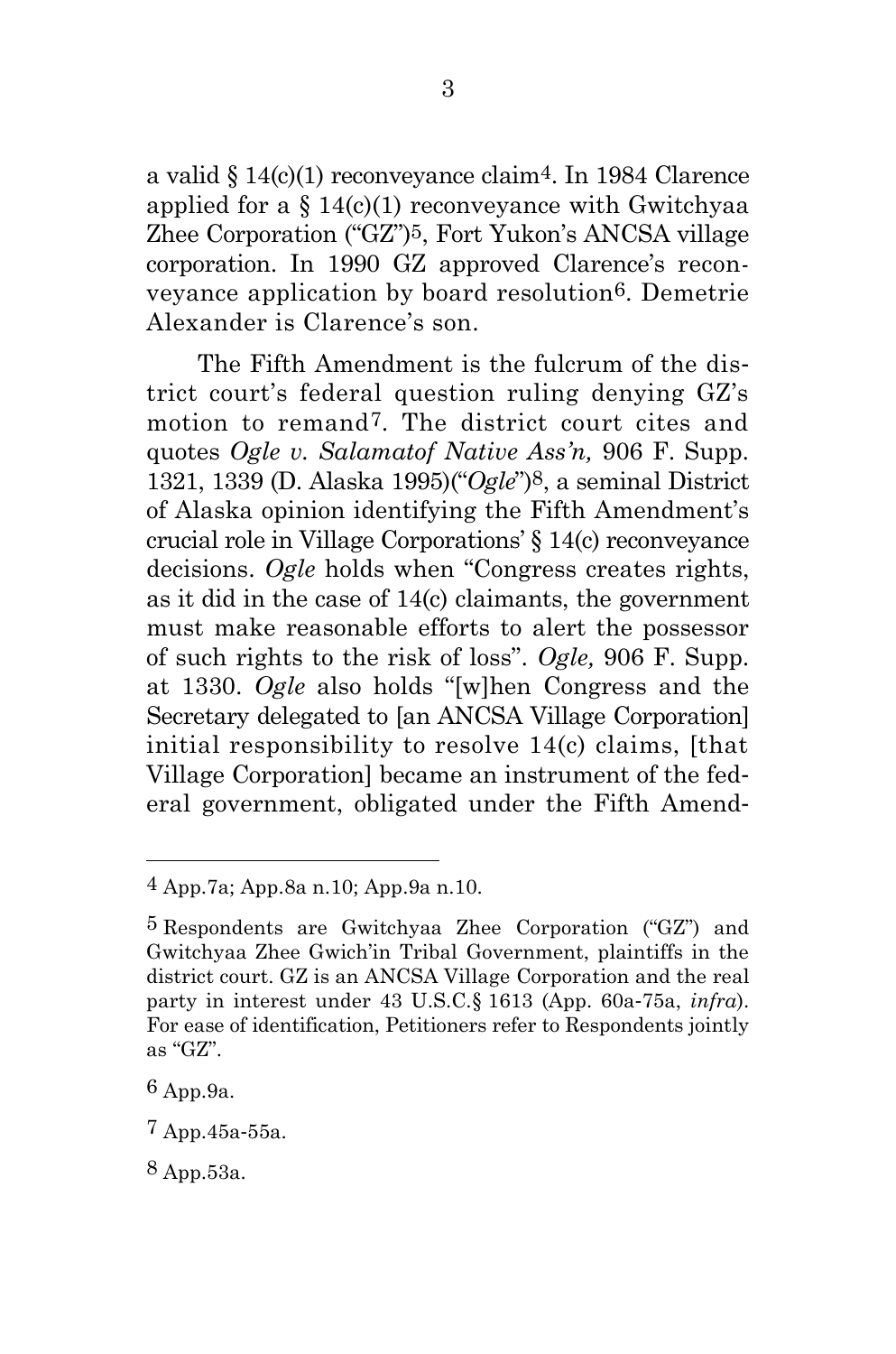a valid § 14(c)(1) reconveyance claim[4]. In 1984 Clarence applied for a § 14(c)(1) reconveyance with Gwitchyaa Zhee Corporation ("GZ")[5], Fort Yukon's ANCSA village corporation. In 1990 GZ approved Clarence's reconveyance application by board resolution[6]. Demetrie Alexander is Clarence's son.

The Fifth Amendment is the fulcrum of the district court's federal question ruling denying GZ's motion to remand[7]. The district court cites and quotes *Ogle v. Salamatof Native Ass'n,* 906 F. Supp. 1321, 1339 (D. Alaska 1995)("*Ogle*")[8], a seminal District of Alaska opinion identifying the Fifth Amendment's crucial role in Village Corporations' § 14(c) reconveyance decisions. *Ogle* holds when "Congress creates rights, as it did in the case of 14(c) claimants, the government must make reasonable efforts to alert the possessor of such rights to the risk of loss". *Ogle,* 906 F. Supp. at 1330. *Ogle* also holds "[w]hen Congress and the Secretary delegated to [an ANCSA Village Corporation] initial responsibility to resolve 14(c) claims, [that Village Corporation] became an instrument of the federal government, obligated under the Fifth Amend-

---

[4] App.7a; App.8a n.10; App.9a n.10.

[5] Respondents are Gwitchyaa Zhee Corporation ("GZ") and Gwitchyaa Zhee Gwich'in Tribal Government, plaintiffs in the district court. GZ is an ANCSA Village Corporation and the real party in interest under 43 U.S.C.§ 1613 (App. 60a-75a, *infra*). For ease of identification, Petitioners refer to Respondents jointly as "GZ".

[6] App.9a.

[7] App.45a-55a.

[8] App.53a.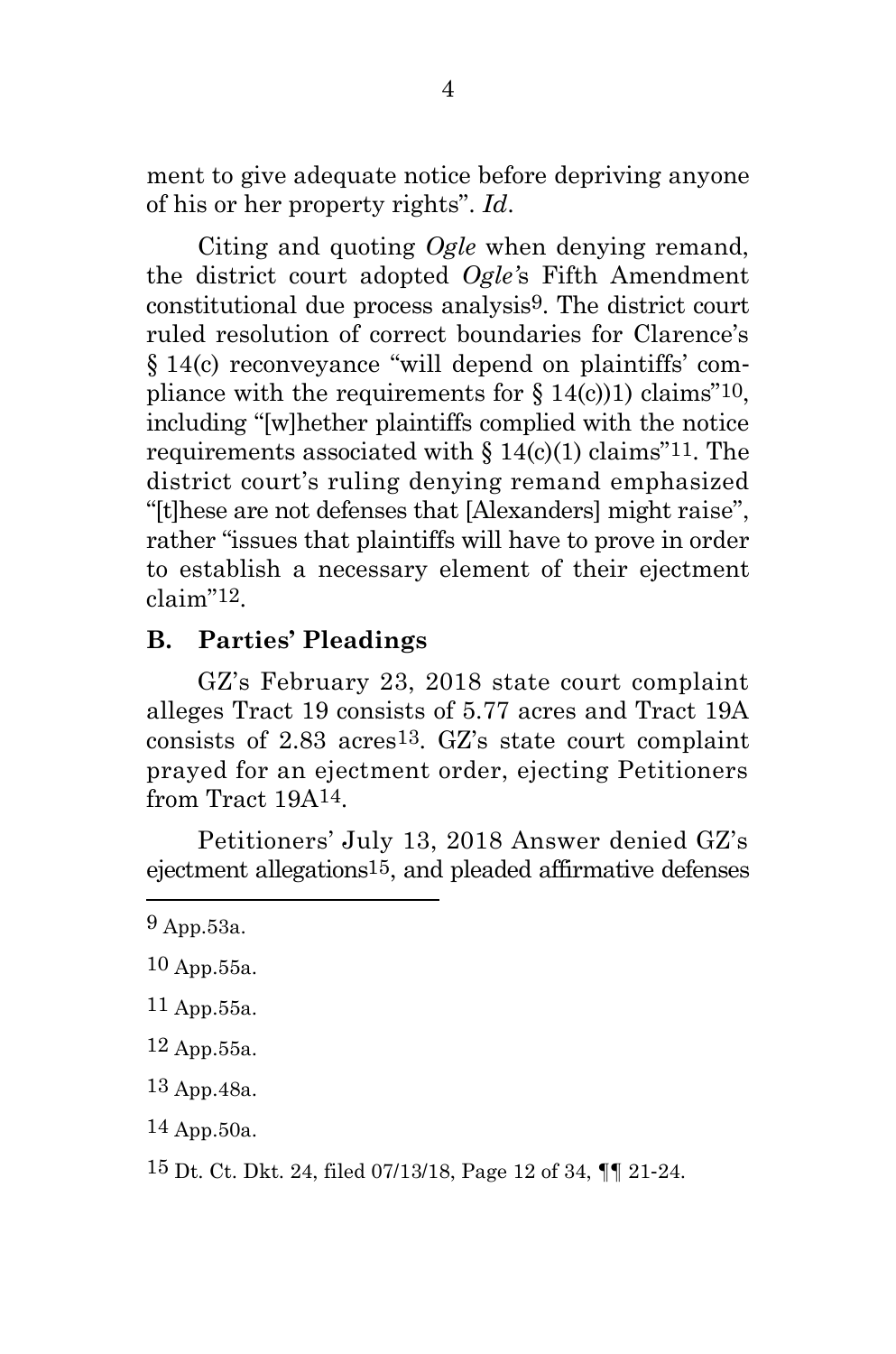ment to give adequate notice before depriving anyone of his or her property rights". *Id*.

Citing and quoting *Ogle* when denying remand, the district court adopted *Ogle's* Fifth Amendment constitutional due process analysis[9]. The district court ruled resolution of correct boundaries for Clarence's § 14(c) reconveyance "will depend on plaintiffs' compliance with the requirements for § 14(c))1) claims"[10], including "[w]hether plaintiffs complied with the notice requirements associated with § 14(c)(1) claims"[11]. The district court's ruling denying remand emphasized "[t]hese are not defenses that [Alexanders] might raise", rather "issues that plaintiffs will have to prove in order to establish a necessary element of their ejectment claim"[12].

## B. Parties' Pleadings

GZ's February 23, 2018 state court complaint alleges Tract 19 consists of 5.77 acres and Tract 19A consists of 2.83 acres[13]. GZ's state court complaint prayed for an ejectment order, ejecting Petitioners from Tract 19A[14].

Petitioners' July 13, 2018 Answer denied GZ's ejectment allegations[15], and pleaded affirmative defenses

---

[9] App.53a.

[10] App.55a.

[11] App.55a.

[12] App.55a.

[13] App.48a.

[14] App.50a.

[15] Dt. Ct. Dkt. 24, filed 07/13/18, Page 12 of 34, ¶¶ 21-24.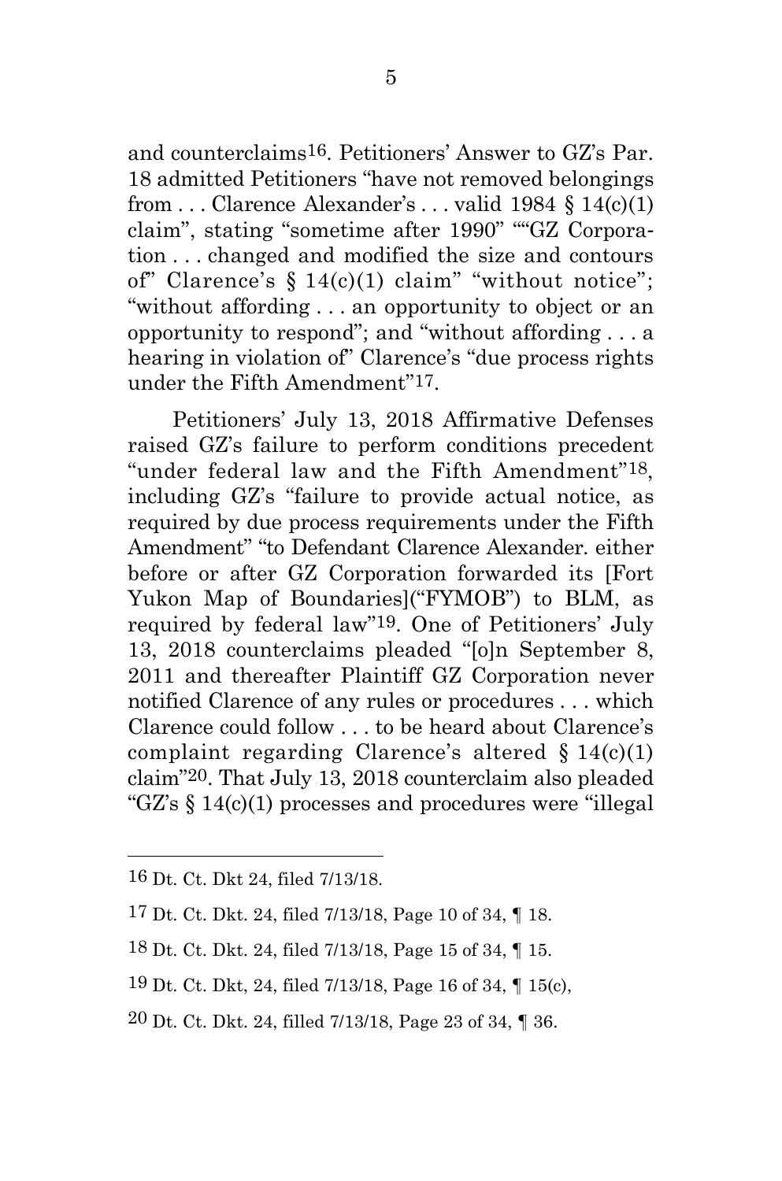and counterclaims[16]. Petitioners' Answer to GZ's Par. 18 admitted Petitioners "have not removed belongings from . . . Clarence Alexander's . . . valid 1984 § 14(c)(1) claim", stating "sometime after 1990" ""GZ Corporation . . . changed and modified the size and contours of" Clarence's § 14(c)(1) claim" "without notice"; "without affording . . . an opportunity to object or an opportunity to respond"; and "without affording . . . a hearing in violation of" Clarence's "due process rights under the Fifth Amendment"[17].

Petitioners' July 13, 2018 Affirmative Defenses raised GZ's failure to perform conditions precedent "under federal law and the Fifth Amendment"[18], including GZ's "failure to provide actual notice, as required by due process requirements under the Fifth Amendment" "to Defendant Clarence Alexander. either before or after GZ Corporation forwarded its [Fort Yukon Map of Boundaries]("FYMOB") to BLM, as required by federal law"[19]. One of Petitioners' July 13, 2018 counterclaims pleaded "[o]n September 8, 2011 and thereafter Plaintiff GZ Corporation never notified Clarence of any rules or procedures . . . which Clarence could follow . . . to be heard about Clarence's complaint regarding Clarence's altered § 14(c)(1) claim"[20]. That July 13, 2018 counterclaim also pleaded "GZ's § 14(c)(1) processes and procedures were "illegal

---

16 Dt. Ct. Dkt 24, filed 7/13/18.

17 Dt. Ct. Dkt. 24, filed 7/13/18, Page 10 of 34, ¶ 18.

18 Dt. Ct. Dkt. 24, filed 7/13/18, Page 15 of 34, ¶ 15.

19 Dt. Ct. Dkt, 24, filed 7/13/18, Page 16 of 34, ¶ 15(c),

20 Dt. Ct. Dkt. 24, filled 7/13/18, Page 23 of 34, ¶ 36.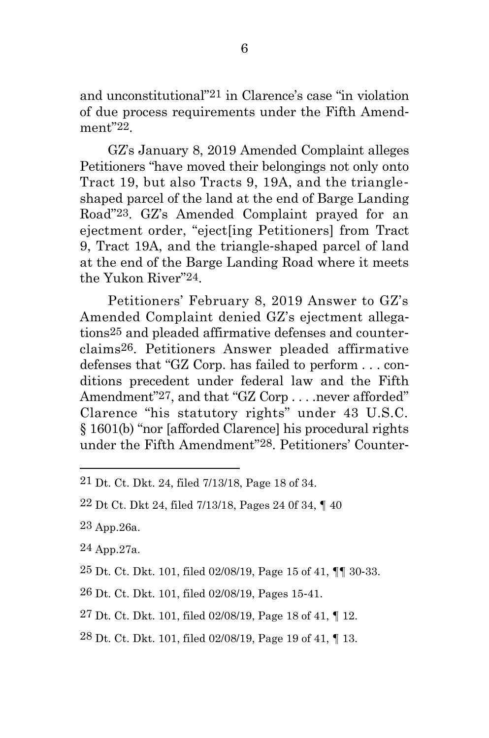and unconstitutional"[21] in Clarence's case "in violation of due process requirements under the Fifth Amendment"[22].

GZ's January 8, 2019 Amended Complaint alleges Petitioners "have moved their belongings not only onto Tract 19, but also Tracts 9, 19A, and the triangle-shaped parcel of the land at the end of Barge Landing Road"[23]. GZ's Amended Complaint prayed for an ejectment order, "eject[ing Petitioners] from Tract 9, Tract 19A, and the triangle-shaped parcel of land at the end of the Barge Landing Road where it meets the Yukon River"[24].

Petitioners' February 8, 2019 Answer to GZ's Amended Complaint denied GZ's ejectment allegations[25] and pleaded affirmative defenses and counterclaims[26]. Petitioners Answer pleaded affirmative defenses that "GZ Corp. has failed to perform . . . conditions precedent under federal law and the Fifth Amendment"[27], and that "GZ Corp . . . .never afforded" Clarence "his statutory rights" under 43 U.S.C. § 1601(b) "nor [afforded Clarence] his procedural rights under the Fifth Amendment"[28]. Petitioners' Counter-

---

[21] Dt. Ct. Dkt. 24, filed 7/13/18, Page 18 of 34.

[22] Dt Ct. Dkt 24, filed 7/13/18, Pages 24 0f 34, ¶ 40

[23] App.26a.

[24] App.27a.

[25] Dt. Ct. Dkt. 101, filed 02/08/19, Page 15 of 41, ¶¶ 30-33.

[26] Dt. Ct. Dkt. 101, filed 02/08/19, Pages 15-41.

[27] Dt. Ct. Dkt. 101, filed 02/08/19, Page 18 of 41, ¶ 12.

[28] Dt. Ct. Dkt. 101, filed 02/08/19, Page 19 of 41, ¶ 13.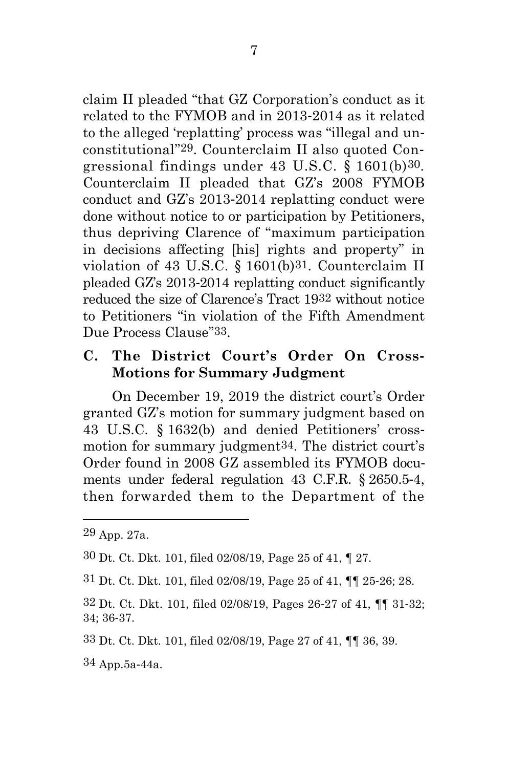claim II pleaded "that GZ Corporation's conduct as it related to the FYMOB and in 2013-2014 as it related to the alleged 'replatting' process was "illegal and unconstitutional"[29]. Counterclaim II also quoted Congressional findings under 43 U.S.C. § 1601(b)[30]. Counterclaim II pleaded that GZ's 2008 FYMOB conduct and GZ's 2013-2014 replatting conduct were done without notice to or participation by Petitioners, thus depriving Clarence of "maximum participation in decisions affecting [his] rights and property" in violation of 43 U.S.C. § 1601(b)[31]. Counterclaim II pleaded GZ's 2013-2014 replatting conduct significantly reduced the size of Clarence's Tract 19[32] without notice to Petitioners "in violation of the Fifth Amendment Due Process Clause"[33].

### C. The District Court's Order On Cross-Motions for Summary Judgment

On December 19, 2019 the district court's Order granted GZ's motion for summary judgment based on 43 U.S.C. § 1632(b) and denied Petitioners' cross-motion for summary judgment[34]. The district court's Order found in 2008 GZ assembled its FYMOB documents under federal regulation 43 C.F.R. § 2650.5-4, then forwarded them to the Department of the

---

[29] App. 27a.

[30] Dt. Ct. Dkt. 101, filed 02/08/19, Page 25 of 41, ¶ 27.

[31] Dt. Ct. Dkt. 101, filed 02/08/19, Page 25 of 41, ¶¶ 25-26; 28.

[32] Dt. Ct. Dkt. 101, filed 02/08/19, Pages 26-27 of 41, ¶¶ 31-32; 34; 36-37.

[33] Dt. Ct. Dkt. 101, filed 02/08/19, Page 27 of 41, ¶¶ 36, 39.

[34] App.5a-44a.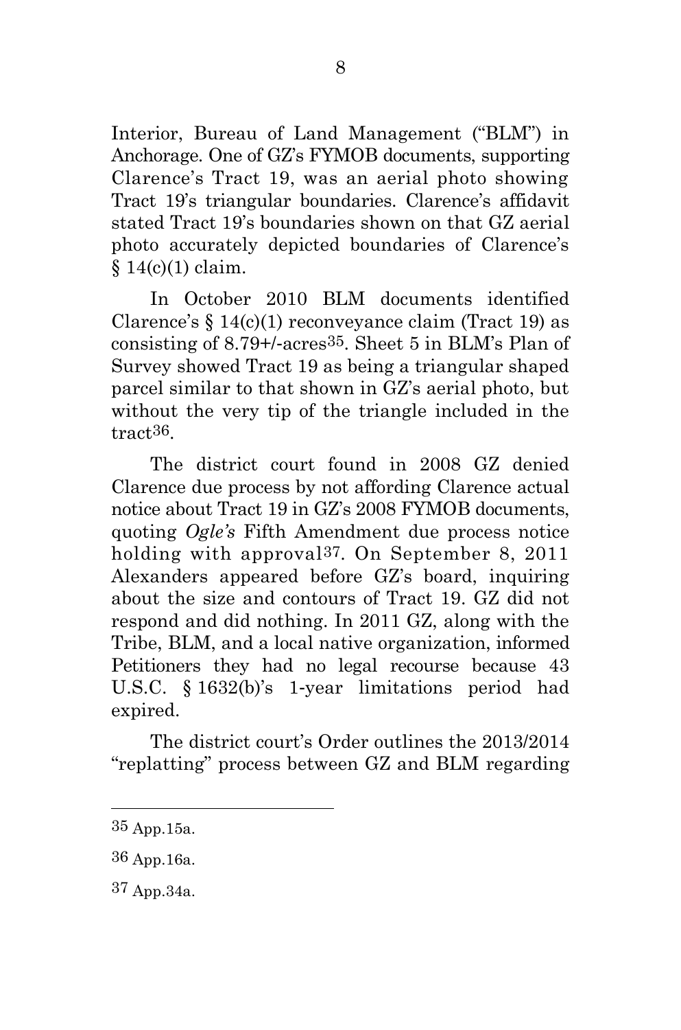Interior, Bureau of Land Management ("BLM") in Anchorage. One of GZ's FYMOB documents, supporting Clarence's Tract 19, was an aerial photo showing Tract 19's triangular boundaries. Clarence's affidavit stated Tract 19's boundaries shown on that GZ aerial photo accurately depicted boundaries of Clarence's § 14(c)(1) claim.

In October 2010 BLM documents identified Clarence's § 14(c)(1) reconveyance claim (Tract 19) as consisting of 8.79+/-acres[35]. Sheet 5 in BLM's Plan of Survey showed Tract 19 as being a triangular shaped parcel similar to that shown in GZ's aerial photo, but without the very tip of the triangle included in the tract[36].

The district court found in 2008 GZ denied Clarence due process by not affording Clarence actual notice about Tract 19 in GZ's 2008 FYMOB documents, quoting *Ogle's* Fifth Amendment due process notice holding with approval[37]. On September 8, 2011 Alexanders appeared before GZ's board, inquiring about the size and contours of Tract 19. GZ did not respond and did nothing. In 2011 GZ, along with the Tribe, BLM, and a local native organization, informed Petitioners they had no legal recourse because 43 U.S.C. § 1632(b)'s 1-year limitations period had expired.

The district court's Order outlines the 2013/2014 "replatting" process between GZ and BLM regarding

---

[35] App.15a.

[36] App.16a.

[37] App.34a.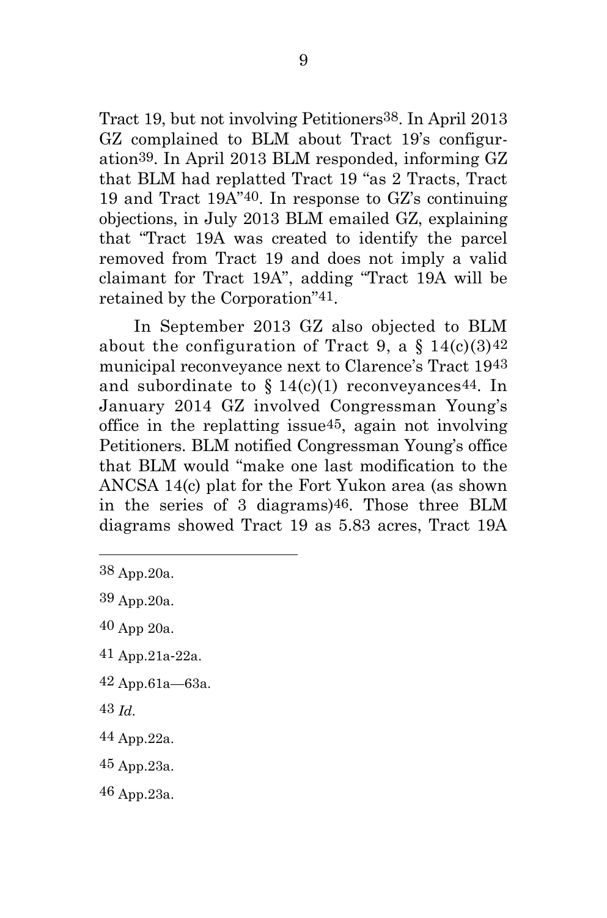Tract 19, but not involving Petitioners[38]. In April 2013 GZ complained to BLM about Tract 19's configuration[39]. In April 2013 BLM responded, informing GZ that BLM had replatted Tract 19 "as 2 Tracts, Tract 19 and Tract 19A"[40]. In response to GZ's continuing objections, in July 2013 BLM emailed GZ, explaining that "Tract 19A was created to identify the parcel removed from Tract 19 and does not imply a valid claimant for Tract 19A", adding "Tract 19A will be retained by the Corporation"[41].

In September 2013 GZ also objected to BLM about the configuration of Tract 9, a § 14(c)(3)[42] municipal reconveyance next to Clarence's Tract 19[43] and subordinate to § 14(c)(1) reconveyances[44]. In January 2014 GZ involved Congressman Young's office in the replatting issue[45], again not involving Petitioners. BLM notified Congressman Young's office that BLM would "make one last modification to the ANCSA 14(c) plat for the Fort Yukon area (as shown in the series of 3 diagrams)[46]. Those three BLM diagrams showed Tract 19 as 5.83 acres, Tract 19A

---

38 App.20a.

39 App.20a.

40 App 20a.

41 App.21a-22a.

42 App.61a—63a.

43 *Id.*

44 App.22a.

45 App.23a.

46 App.23a.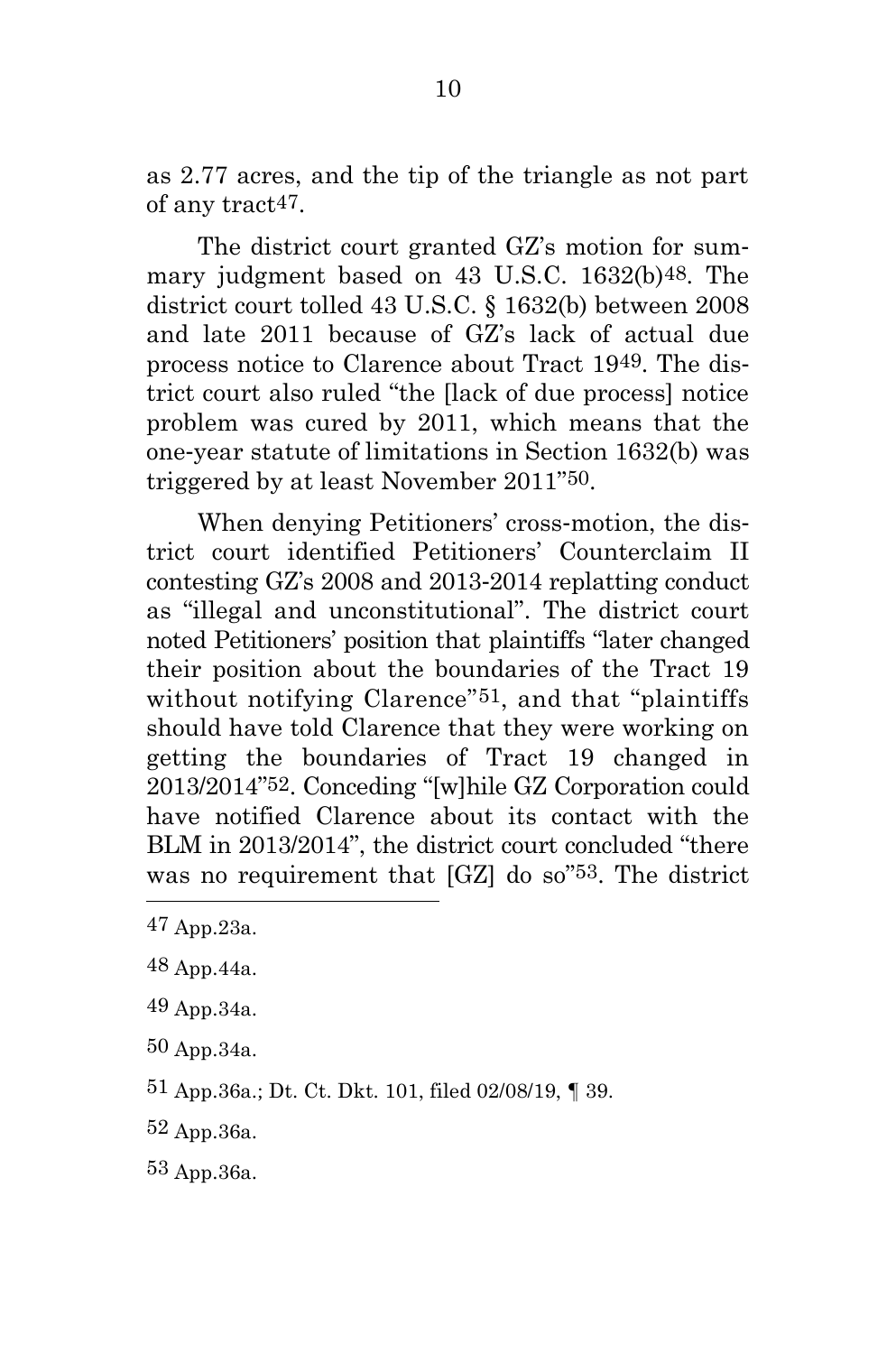as 2.77 acres, and the tip of the triangle as not part of any tract[47].

The district court granted GZ's motion for summary judgment based on 43 U.S.C. 1632(b)[48]. The district court tolled 43 U.S.C. § 1632(b) between 2008 and late 2011 because of GZ's lack of actual due process notice to Clarence about Tract 19[49]. The district court also ruled "the [lack of due process] notice problem was cured by 2011, which means that the one-year statute of limitations in Section 1632(b) was triggered by at least November 2011"[50].

When denying Petitioners' cross-motion, the district court identified Petitioners' Counterclaim II contesting GZ's 2008 and 2013-2014 replatting conduct as "illegal and unconstitutional". The district court noted Petitioners' position that plaintiffs "later changed their position about the boundaries of the Tract 19 without notifying Clarence"[51], and that "plaintiffs should have told Clarence that they were working on getting the boundaries of Tract 19 changed in 2013/2014"[52]. Conceding "[w]hile GZ Corporation could have notified Clarence about its contact with the BLM in 2013/2014", the district court concluded "there was no requirement that [GZ] do so"[53]. The district

---

[47] App.23a.

[48] App.44a.

[49] App.34a.

[50] App.34a.

[51] App.36a.; Dt. Ct. Dkt. 101, filed 02/08/19, ¶ 39.

[52] App.36a.

[53] App.36a.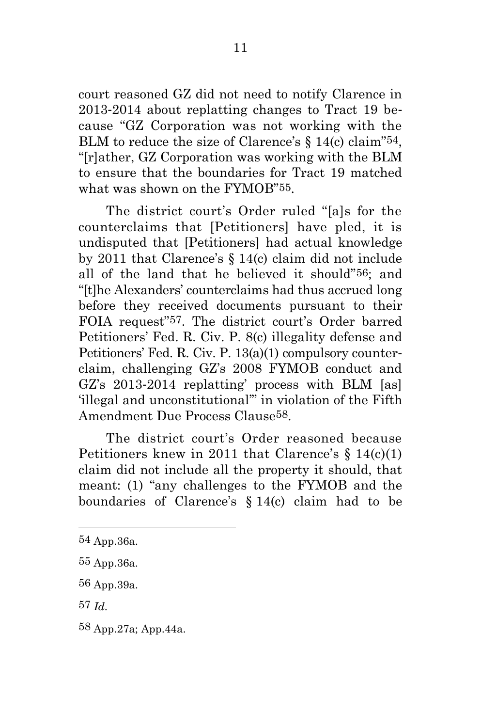court reasoned GZ did not need to notify Clarence in 2013-2014 about replatting changes to Tract 19 because "GZ Corporation was not working with the BLM to reduce the size of Clarence's § 14(c) claim"[54], "[r]ather, GZ Corporation was working with the BLM to ensure that the boundaries for Tract 19 matched what was shown on the FYMOB"[55].

The district court's Order ruled "[a]s for the counterclaims that [Petitioners] have pled, it is undisputed that [Petitioners] had actual knowledge by 2011 that Clarence's § 14(c) claim did not include all of the land that he believed it should"[56]; and "[t]he Alexanders' counterclaims had thus accrued long before they received documents pursuant to their FOIA request"[57]. The district court's Order barred Petitioners' Fed. R. Civ. P. 8(c) illegality defense and Petitioners' Fed. R. Civ. P. 13(a)(1) compulsory counterclaim, challenging GZ's 2008 FYMOB conduct and GZ's 2013-2014 replatting' process with BLM [as] 'illegal and unconstitutional'" in violation of the Fifth Amendment Due Process Clause[58].

The district court's Order reasoned because Petitioners knew in 2011 that Clarence's § 14(c)(1) claim did not include all the property it should, that meant: (1) "any challenges to the FYMOB and the boundaries of Clarence's § 14(c) claim had to be

---

[54] App.36a.

[55] App.36a.

[56] App.39a.

[57] *Id.*

[58] App.27a; App.44a.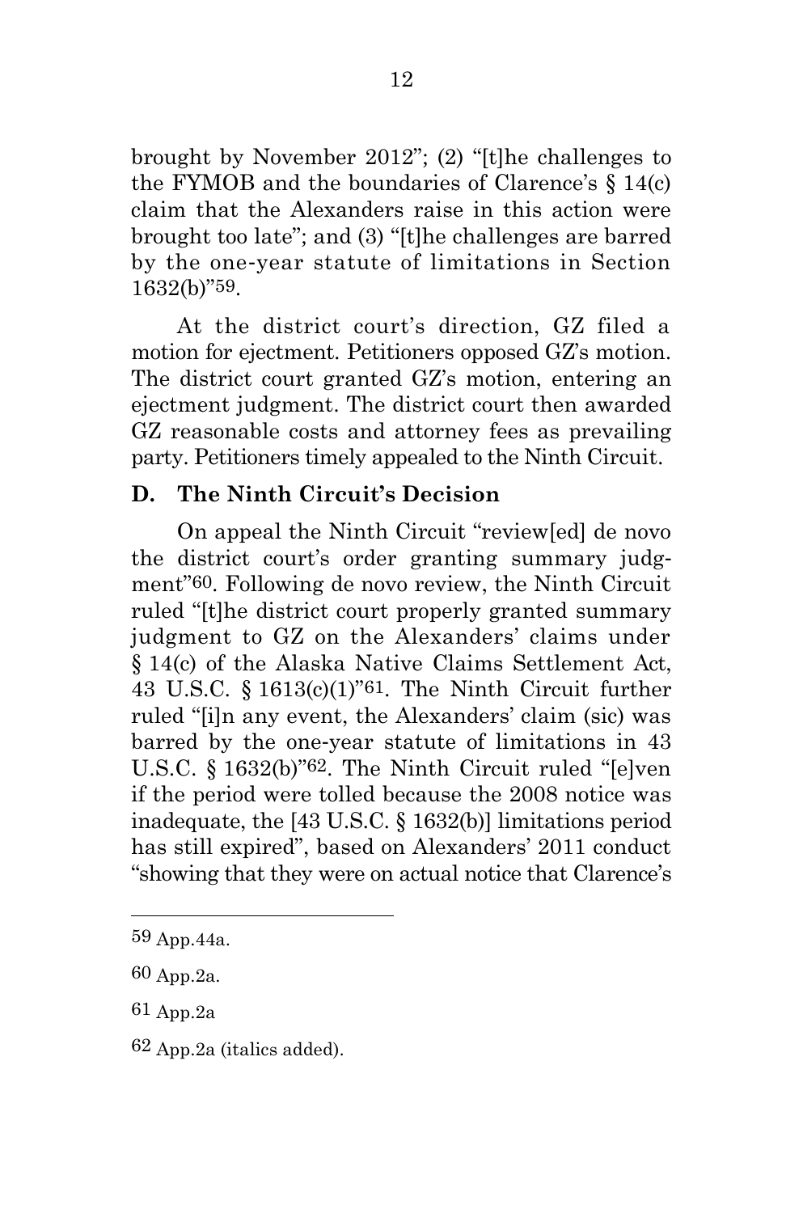brought by November 2012"; (2) "[t]he challenges to the FYMOB and the boundaries of Clarence's § 14(c) claim that the Alexanders raise in this action were brought too late"; and (3) "[t]he challenges are barred by the one-year statute of limitations in Section 1632(b)"[59].

At the district court's direction, GZ filed a motion for ejectment. Petitioners opposed GZ's motion. The district court granted GZ's motion, entering an ejectment judgment. The district court then awarded GZ reasonable costs and attorney fees as prevailing party. Petitioners timely appealed to the Ninth Circuit.

### D. The Ninth Circuit's Decision

On appeal the Ninth Circuit "review[ed] de novo the district court's order granting summary judgment"[60]. Following de novo review, the Ninth Circuit ruled "[t]he district court properly granted summary judgment to GZ on the Alexanders' claims under § 14(c) of the Alaska Native Claims Settlement Act, 43 U.S.C. § 1613(c)(1)"[61]. The Ninth Circuit further ruled "[i]n any event, the Alexanders' claim (sic) was barred by the one-year statute of limitations in 43 U.S.C. § 1632(b)"[62]. The Ninth Circuit ruled "[e]ven if the period were tolled because the 2008 notice was inadequate, the [43 U.S.C. § 1632(b)] limitations period has still expired", based on Alexanders' 2011 conduct "showing that they were on actual notice that Clarence's

---

[59] App.44a.

[60] App.2a.

[61] App.2a

[62] App.2a (italics added).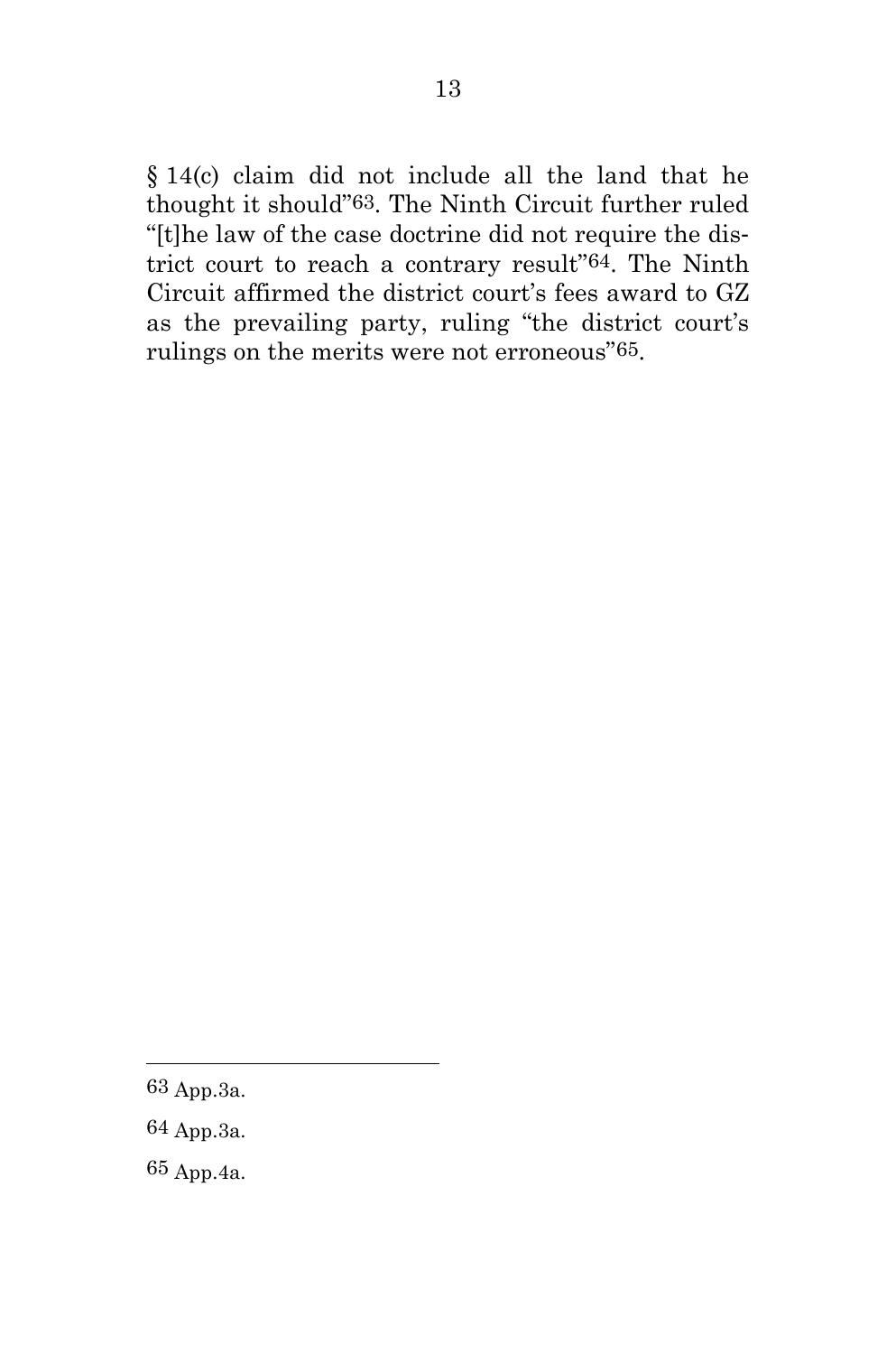§ 14(c) claim did not include all the land that he thought it should"[63]. The Ninth Circuit further ruled "[t]he law of the case doctrine did not require the district court to reach a contrary result"[64]. The Ninth Circuit affirmed the district court's fees award to GZ as the prevailing party, ruling "the district court's rulings on the merits were not erroneous"[65].

---

[63] App.3a.

[64] App.3a.

[65] App.4a.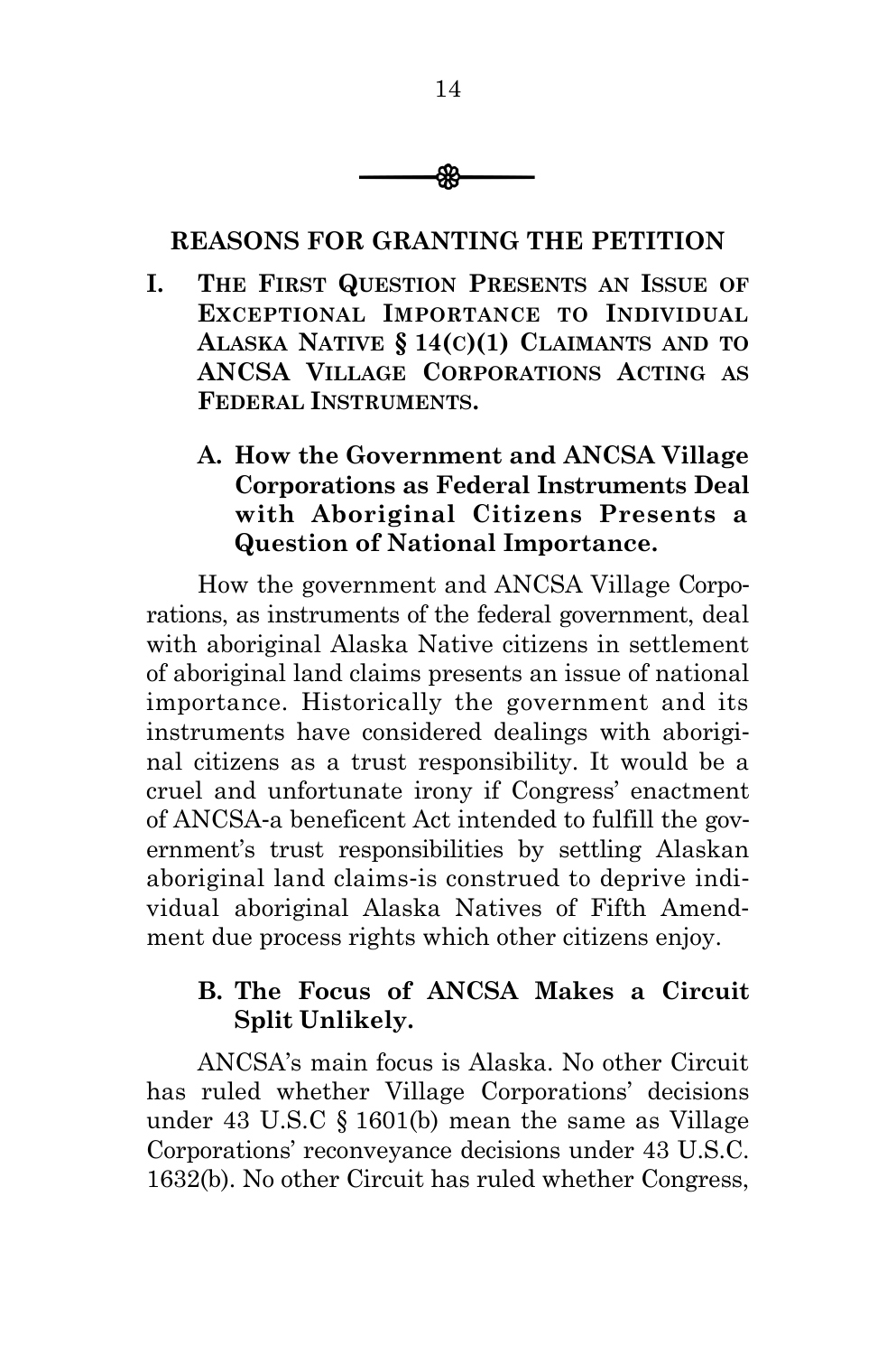## REASONS FOR GRANTING THE PETITION

### I. THE FIRST QUESTION PRESENTS AN ISSUE OF EXCEPTIONAL IMPORTANCE TO INDIVIDUAL ALASKA NATIVE § 14(C)(1) CLAIMANTS AND TO ANCSA VILLAGE CORPORATIONS ACTING AS FEDERAL INSTRUMENTS.

#### A. How the Government and ANCSA Village Corporations as Federal Instruments Deal with Aboriginal Citizens Presents a Question of National Importance.

How the government and ANCSA Village Corporations, as instruments of the federal government, deal with aboriginal Alaska Native citizens in settlement of aboriginal land claims presents an issue of national importance. Historically the government and its instruments have considered dealings with aboriginal citizens as a trust responsibility. It would be a cruel and unfortunate irony if Congress' enactment of ANCSA-a beneficent Act intended to fulfill the government's trust responsibilities by settling Alaskan aboriginal land claims-is construed to deprive individual aboriginal Alaska Natives of Fifth Amendment due process rights which other citizens enjoy.

#### B. The Focus of ANCSA Makes a Circuit Split Unlikely.

ANCSA's main focus is Alaska. No other Circuit has ruled whether Village Corporations' decisions under 43 U.S.C § 1601(b) mean the same as Village Corporations' reconveyance decisions under 43 U.S.C. 1632(b). No other Circuit has ruled whether Congress,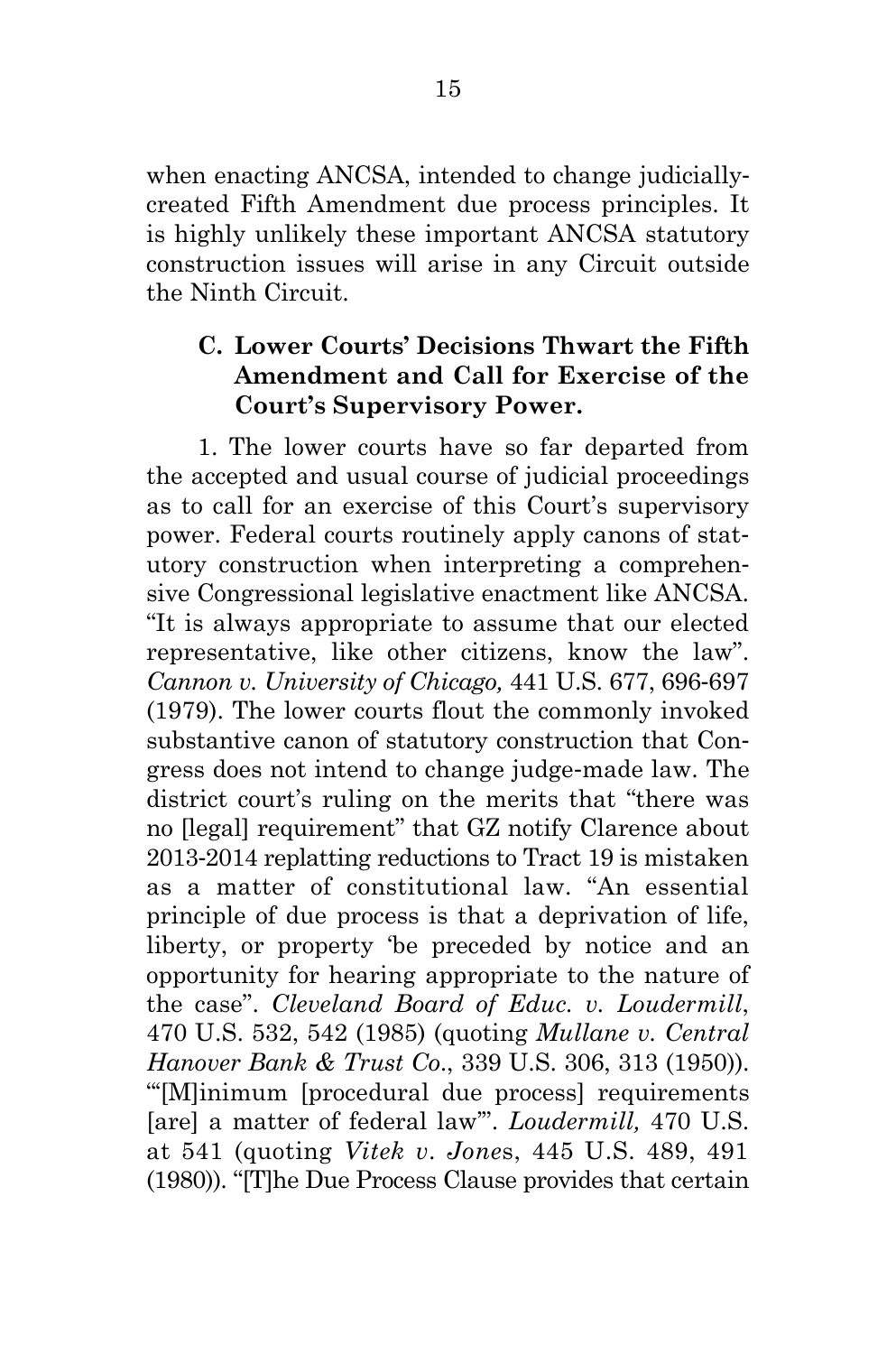when enacting ANCSA, intended to change judicially-created Fifth Amendment due process principles. It is highly unlikely these important ANCSA statutory construction issues will arise in any Circuit outside the Ninth Circuit.

### C. Lower Courts' Decisions Thwart the Fifth Amendment and Call for Exercise of the Court's Supervisory Power.

1. The lower courts have so far departed from the accepted and usual course of judicial proceedings as to call for an exercise of this Court's supervisory power. Federal courts routinely apply canons of statutory construction when interpreting a comprehensive Congressional legislative enactment like ANCSA. "It is always appropriate to assume that our elected representative, like other citizens, know the law". *Cannon v. University of Chicago,* 441 U.S. 677, 696-697 (1979). The lower courts flout the commonly invoked substantive canon of statutory construction that Congress does not intend to change judge-made law. The district court's ruling on the merits that "there was no [legal] requirement" that GZ notify Clarence about 2013-2014 replatting reductions to Tract 19 is mistaken as a matter of constitutional law. "An essential principle of due process is that a deprivation of life, liberty, or property 'be preceded by notice and an opportunity for hearing appropriate to the nature of the case". *Cleveland Board of Educ. v. Loudermill*, 470 U.S. 532, 542 (1985) (quoting *Mullane v. Central Hanover Bank & Trust Co.*, 339 U.S. 306, 313 (1950)). "'[M]inimum [procedural due process] requirements [are] a matter of federal law'". *Loudermill,* 470 U.S. at 541 (quoting *Vitek v. Jones*, 445 U.S. 489, 491 (1980)). "[T]he Due Process Clause provides that certain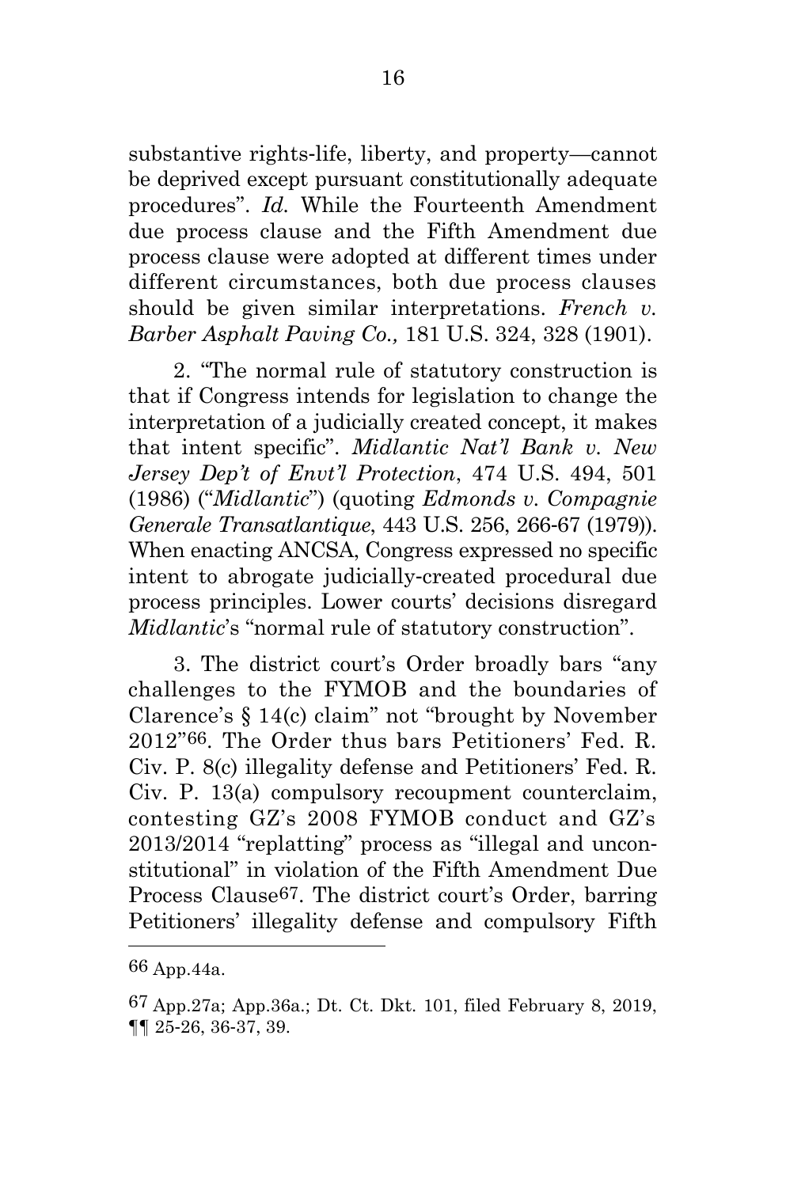substantive rights-life, liberty, and property—cannot be deprived except pursuant constitutionally adequate procedures". *Id.* While the Fourteenth Amendment due process clause and the Fifth Amendment due process clause were adopted at different times under different circumstances, both due process clauses should be given similar interpretations. *French v. Barber Asphalt Paving Co.,* 181 U.S. 324, 328 (1901).

2. "The normal rule of statutory construction is that if Congress intends for legislation to change the interpretation of a judicially created concept, it makes that intent specific". *Midlantic Nat'l Bank v. New Jersey Dep't of Envt'l Protection*, 474 U.S. 494, 501 (1986) ("*Midlantic*") (quoting *Edmonds v. Compagnie Generale Transatlantique*, 443 U.S. 256, 266-67 (1979)). When enacting ANCSA, Congress expressed no specific intent to abrogate judicially-created procedural due process principles. Lower courts' decisions disregard *Midlantic*'s "normal rule of statutory construction".

3. The district court's Order broadly bars "any challenges to the FYMOB and the boundaries of Clarence's § 14(c) claim" not "brought by November 2012"[66]. The Order thus bars Petitioners' Fed. R. Civ. P. 8(c) illegality defense and Petitioners' Fed. R. Civ. P. 13(a) compulsory recoupment counterclaim, contesting GZ's 2008 FYMOB conduct and GZ's 2013/2014 "replatting" process as "illegal and unconstitutional" in violation of the Fifth Amendment Due Process Clause[67]. The district court's Order, barring Petitioners' illegality defense and compulsory Fifth

---

[66] App.44a.

[67] App.27a; App.36a.; Dt. Ct. Dkt. 101, filed February 8, 2019, ¶¶ 25-26, 36-37, 39.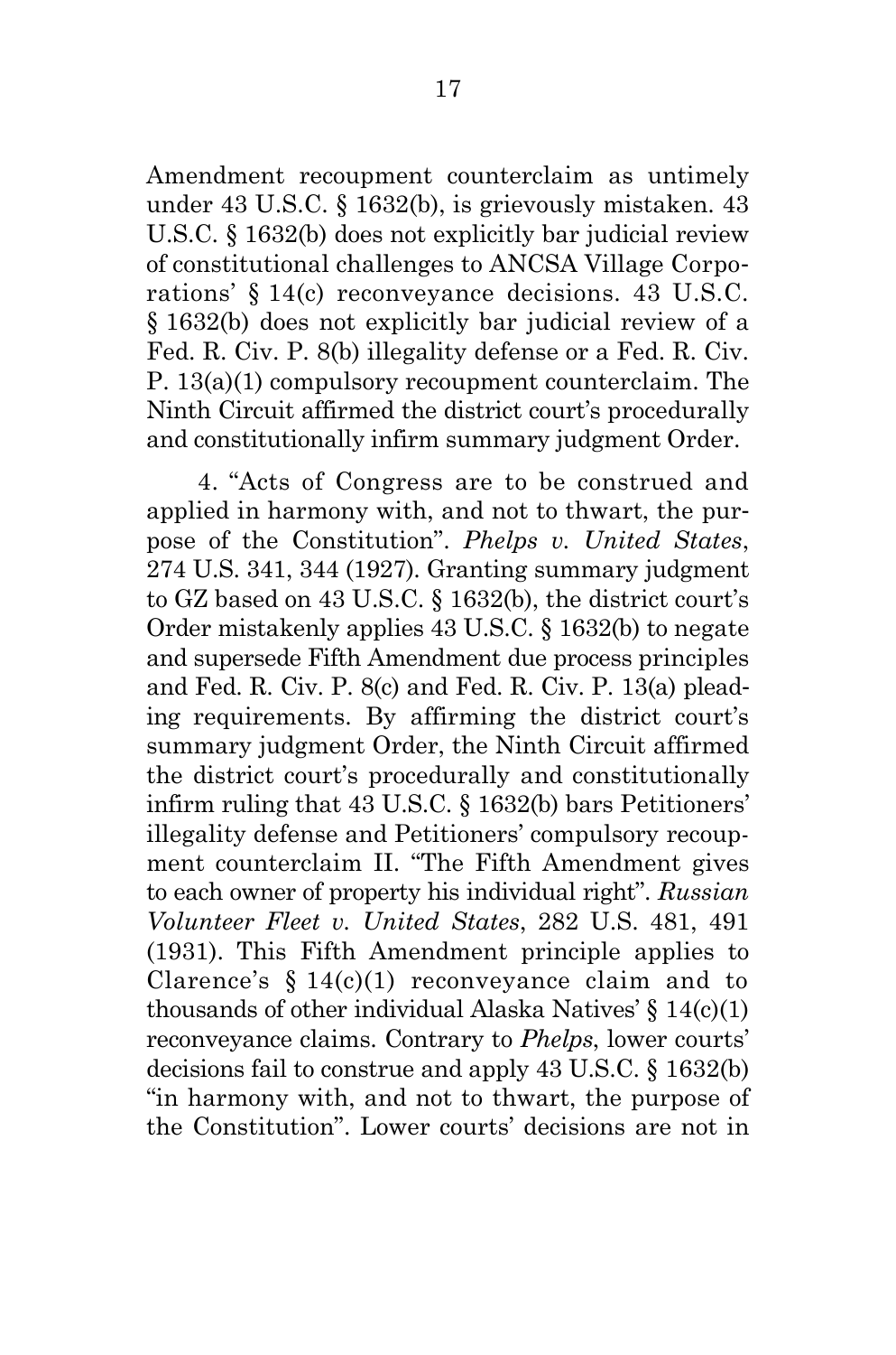Amendment recoupment counterclaim as untimely under 43 U.S.C. § 1632(b), is grievously mistaken. 43 U.S.C. § 1632(b) does not explicitly bar judicial review of constitutional challenges to ANCSA Village Corporations' § 14(c) reconveyance decisions. 43 U.S.C. § 1632(b) does not explicitly bar judicial review of a Fed. R. Civ. P. 8(b) illegality defense or a Fed. R. Civ. P. 13(a)(1) compulsory recoupment counterclaim. The Ninth Circuit affirmed the district court's procedurally and constitutionally infirm summary judgment Order.

4. "Acts of Congress are to be construed and applied in harmony with, and not to thwart, the purpose of the Constitution". *Phelps v. United States*, 274 U.S. 341, 344 (1927). Granting summary judgment to GZ based on 43 U.S.C. § 1632(b), the district court's Order mistakenly applies 43 U.S.C. § 1632(b) to negate and supersede Fifth Amendment due process principles and Fed. R. Civ. P. 8(c) and Fed. R. Civ. P. 13(a) pleading requirements. By affirming the district court's summary judgment Order, the Ninth Circuit affirmed the district court's procedurally and constitutionally infirm ruling that 43 U.S.C. § 1632(b) bars Petitioners' illegality defense and Petitioners' compulsory recoupment counterclaim II. "The Fifth Amendment gives to each owner of property his individual right". *Russian Volunteer Fleet v. United States*, 282 U.S. 481, 491 (1931). This Fifth Amendment principle applies to Clarence's § 14(c)(1) reconveyance claim and to thousands of other individual Alaska Natives' § 14(c)(1) reconveyance claims. Contrary to *Phelps*, lower courts' decisions fail to construe and apply 43 U.S.C. § 1632(b) "in harmony with, and not to thwart, the purpose of the Constitution". Lower courts' decisions are not in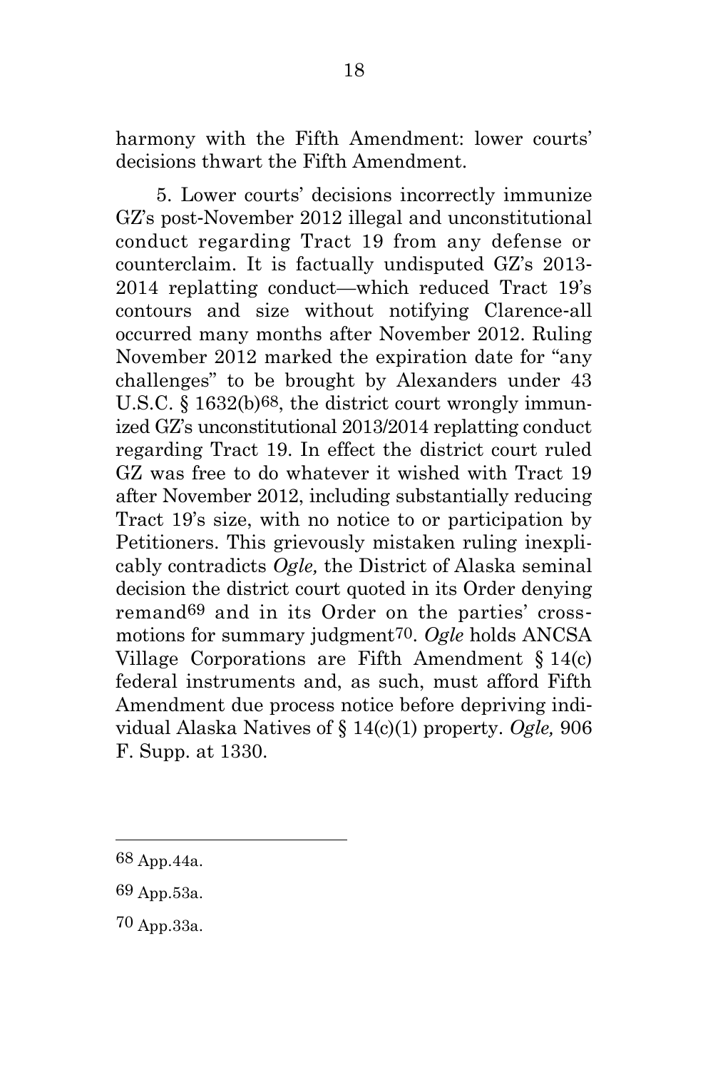harmony with the Fifth Amendment: lower courts' decisions thwart the Fifth Amendment.

5. Lower courts' decisions incorrectly immunize GZ's post-November 2012 illegal and unconstitutional conduct regarding Tract 19 from any defense or counterclaim. It is factually undisputed GZ's 2013-2014 replatting conduct—which reduced Tract 19's contours and size without notifying Clarence-all occurred many months after November 2012. Ruling November 2012 marked the expiration date for "any challenges" to be brought by Alexanders under 43 U.S.C. § 1632(b)[68], the district court wrongly immunized GZ's unconstitutional 2013/2014 replatting conduct regarding Tract 19. In effect the district court ruled GZ was free to do whatever it wished with Tract 19 after November 2012, including substantially reducing Tract 19's size, with no notice to or participation by Petitioners. This grievously mistaken ruling inexplicably contradicts *Ogle,* the District of Alaska seminal decision the district court quoted in its Order denying remand[69] and in its Order on the parties' cross-motions for summary judgment[70]. *Ogle* holds ANCSA Village Corporations are Fifth Amendment § 14(c) federal instruments and, as such, must afford Fifth Amendment due process notice before depriving individual Alaska Natives of § 14(c)(1) property. *Ogle,* 906 F. Supp. at 1330.

---

68 App.44a.

69 App.53a.

70 App.33a.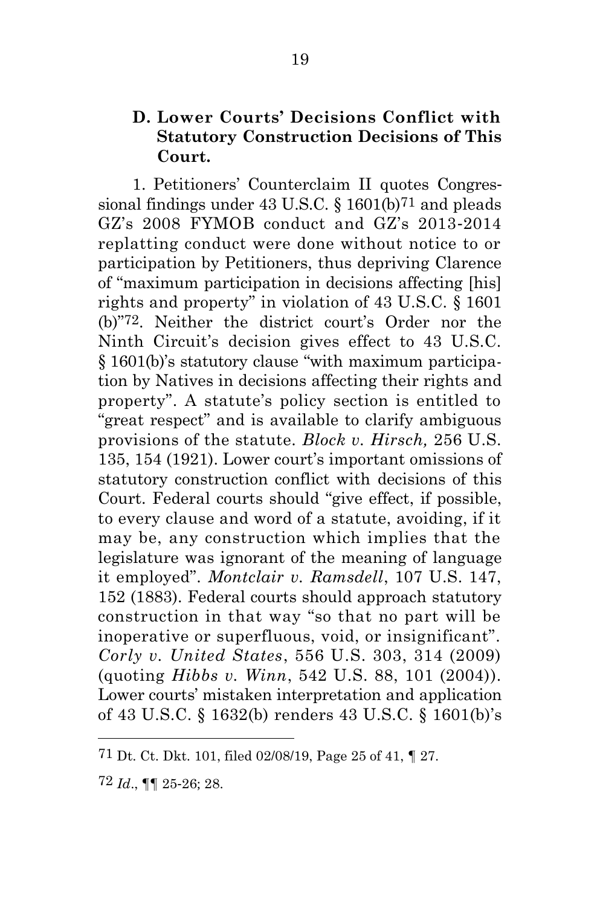### D. Lower Courts' Decisions Conflict with Statutory Construction Decisions of This Court.

1. Petitioners' Counterclaim II quotes Congressional findings under 43 U.S.C. § 1601(b)[71] and pleads GZ's 2008 FYMOB conduct and GZ's 2013-2014 replatting conduct were done without notice to or participation by Petitioners, thus depriving Clarence of "maximum participation in decisions affecting [his] rights and property" in violation of 43 U.S.C. § 1601 (b)"[72]. Neither the district court's Order nor the Ninth Circuit's decision gives effect to 43 U.S.C. § 1601(b)'s statutory clause "with maximum participation by Natives in decisions affecting their rights and property". A statute's policy section is entitled to "great respect" and is available to clarify ambiguous provisions of the statute. *Block v. Hirsch,* 256 U.S. 135, 154 (1921). Lower court's important omissions of statutory construction conflict with decisions of this Court. Federal courts should "give effect, if possible, to every clause and word of a statute, avoiding, if it may be, any construction which implies that the legislature was ignorant of the meaning of language it employed". *Montclair v. Ramsdell*, 107 U.S. 147, 152 (1883). Federal courts should approach statutory construction in that way "so that no part will be inoperative or superfluous, void, or insignificant". *Corly v. United States*, 556 U.S. 303, 314 (2009) (quoting *Hibbs v. Winn*, 542 U.S. 88, 101 (2004)). Lower courts' mistaken interpretation and application of 43 U.S.C. § 1632(b) renders 43 U.S.C. § 1601(b)'s

---

[71] Dt. Ct. Dkt. 101, filed 02/08/19, Page 25 of 41, ¶ 27.

[72] *Id*., ¶¶ 25-26; 28.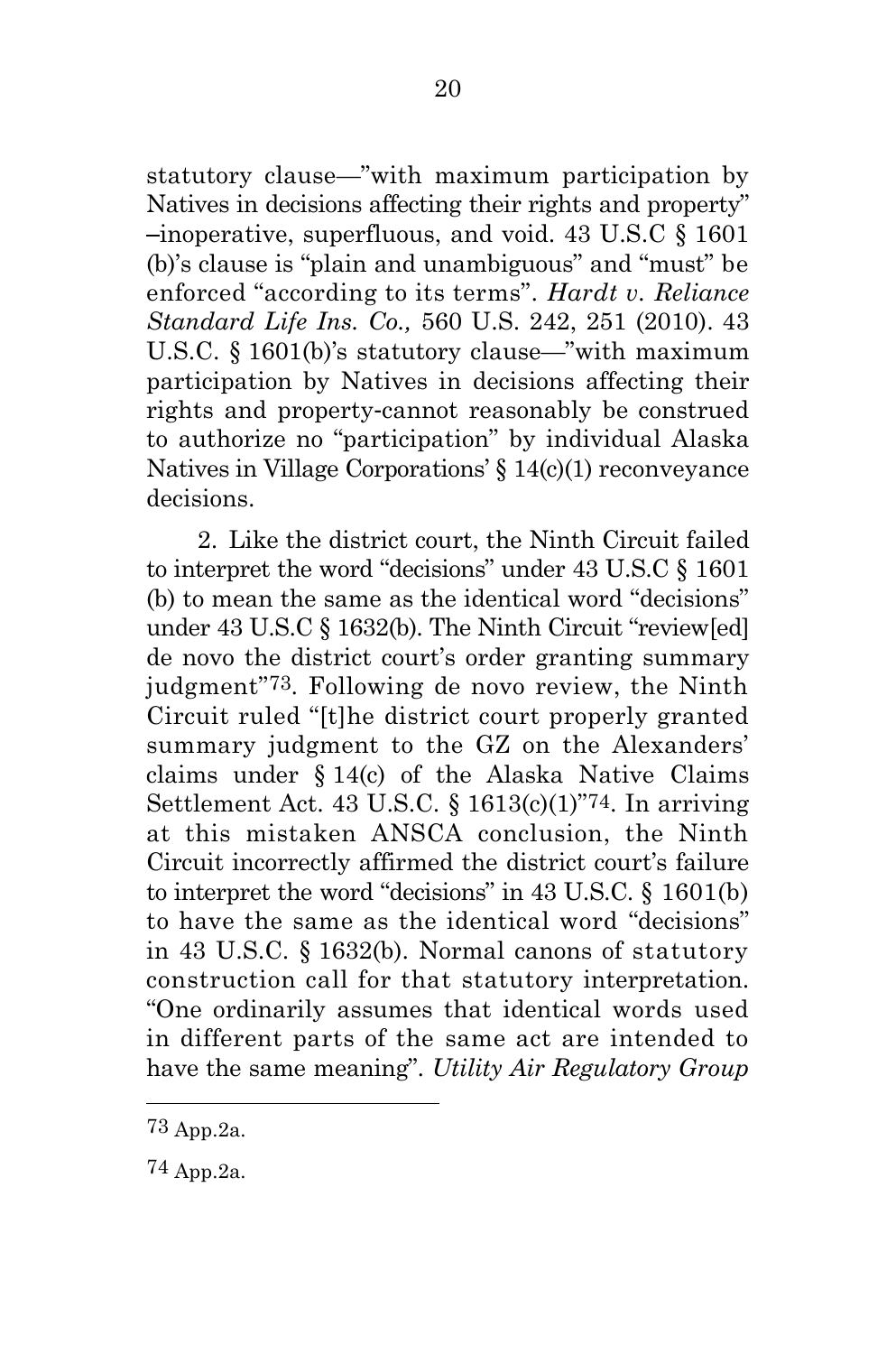statutory clause—"with maximum participation by Natives in decisions affecting their rights and property" –inoperative, superfluous, and void. 43 U.S.C § 1601 (b)'s clause is "plain and unambiguous" and "must" be enforced "according to its terms". *Hardt v. Reliance Standard Life Ins. Co.,* 560 U.S. 242, 251 (2010). 43 U.S.C. § 1601(b)'s statutory clause—"with maximum participation by Natives in decisions affecting their rights and property-cannot reasonably be construed to authorize no "participation" by individual Alaska Natives in Village Corporations' § 14(c)(1) reconveyance decisions.

2. Like the district court, the Ninth Circuit failed to interpret the word "decisions" under 43 U.S.C § 1601 (b) to mean the same as the identical word "decisions" under 43 U.S.C § 1632(b). The Ninth Circuit "review[ed] de novo the district court's order granting summary judgment"[73]. Following de novo review, the Ninth Circuit ruled "[t]he district court properly granted summary judgment to the GZ on the Alexanders' claims under § 14(c) of the Alaska Native Claims Settlement Act. 43 U.S.C. § 1613(c)(1)"[74]. In arriving at this mistaken ANSCA conclusion, the Ninth Circuit incorrectly affirmed the district court's failure to interpret the word "decisions" in 43 U.S.C. § 1601(b) to have the same as the identical word "decisions" in 43 U.S.C. § 1632(b). Normal canons of statutory construction call for that statutory interpretation. "One ordinarily assumes that identical words used in different parts of the same act are intended to have the same meaning". *Utility Air Regulatory Group*

---

[73] App.2a.

[74] App.2a.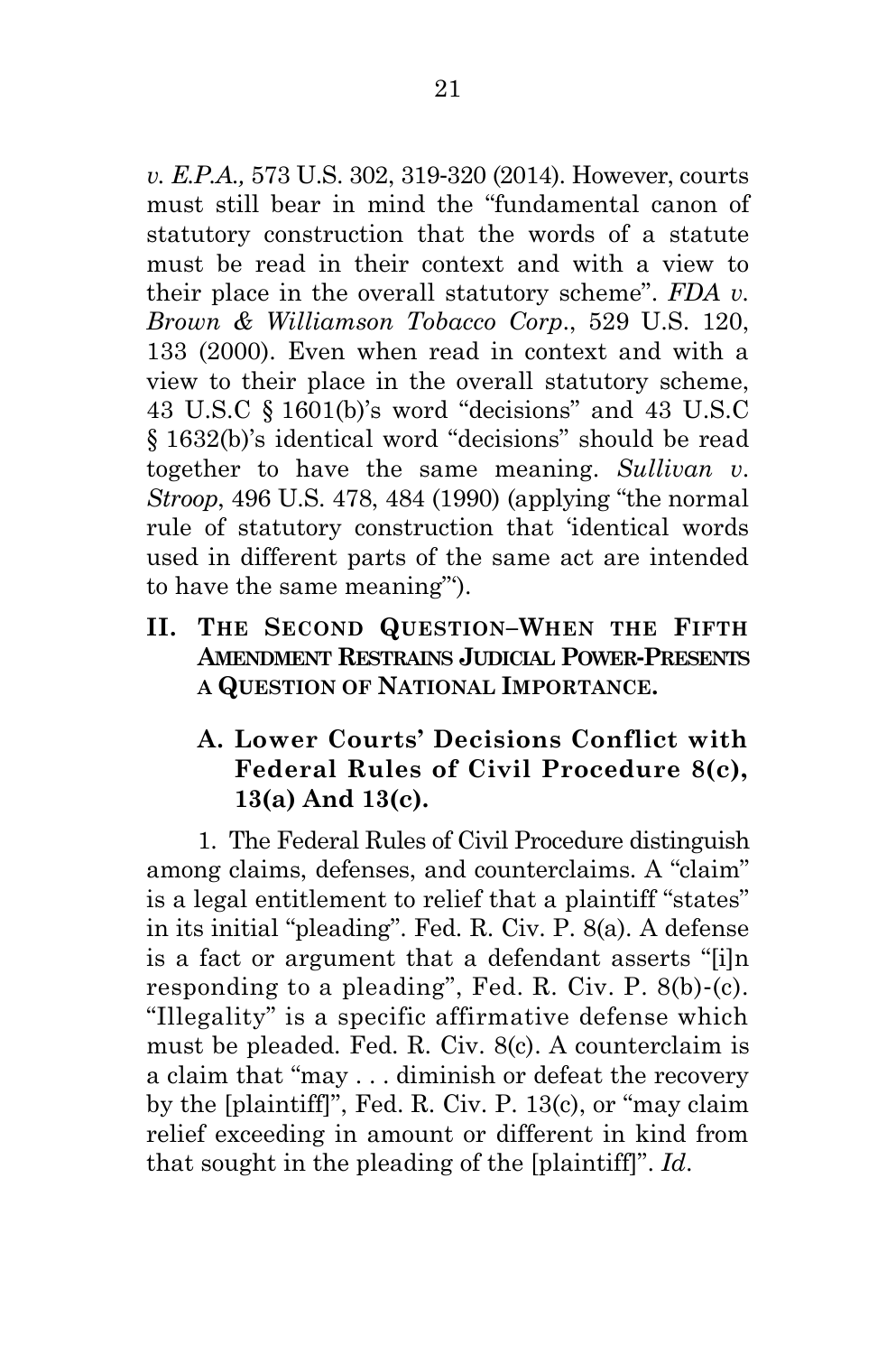*v. E.P.A.*, 573 U.S. 302, 319-320 (2014). However, courts must still bear in mind the "fundamental canon of statutory construction that the words of a statute must be read in their context and with a view to their place in the overall statutory scheme". *FDA v. Brown & Williamson Tobacco Corp*., 529 U.S. 120, 133 (2000). Even when read in context and with a view to their place in the overall statutory scheme, 43 U.S.C § 1601(b)'s word "decisions" and 43 U.S.C § 1632(b)'s identical word "decisions" should be read together to have the same meaning. *Sullivan v. Stroop*, 496 U.S. 478, 484 (1990) (applying "the normal rule of statutory construction that 'identical words used in different parts of the same act are intended to have the same meaning'").

## II. THE SECOND QUESTION–WHEN THE FIFTH AMENDMENT RESTRAINS JUDICIAL POWER-PRESENTS A QUESTION OF NATIONAL IMPORTANCE.

### A. Lower Courts' Decisions Conflict with Federal Rules of Civil Procedure 8(c), 13(a) And 13(c).

1. The Federal Rules of Civil Procedure distinguish among claims, defenses, and counterclaims. A "claim" is a legal entitlement to relief that a plaintiff "states" in its initial "pleading". Fed. R. Civ. P. 8(a). A defense is a fact or argument that a defendant asserts "[i]n responding to a pleading", Fed. R. Civ. P. 8(b)-(c). "Illegality" is a specific affirmative defense which must be pleaded. Fed. R. Civ. 8(c). A counterclaim is a claim that "may . . . diminish or defeat the recovery by the [plaintiff]", Fed. R. Civ. P. 13(c), or "may claim relief exceeding in amount or different in kind from that sought in the pleading of the [plaintiff]". *Id*.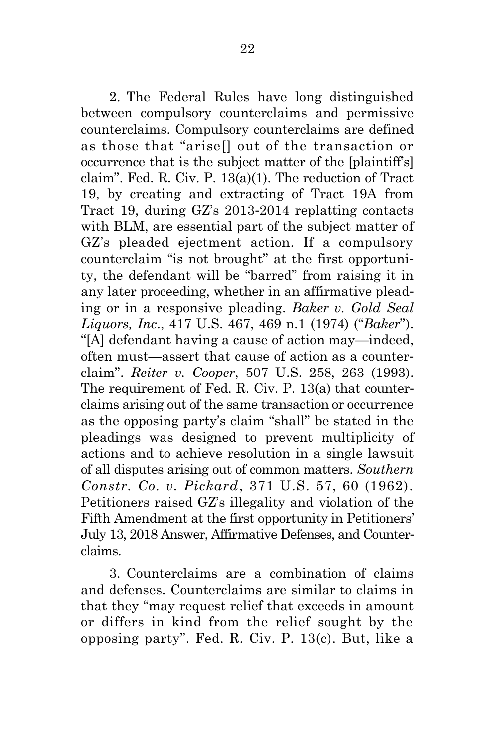2. The Federal Rules have long distinguished between compulsory counterclaims and permissive counterclaims. Compulsory counterclaims are defined as those that "arise[] out of the transaction or occurrence that is the subject matter of the [plaintiff's] claim". Fed. R. Civ. P. 13(a)(1). The reduction of Tract 19, by creating and extracting of Tract 19A from Tract 19, during GZ's 2013-2014 replatting contacts with BLM, are essential part of the subject matter of GZ's pleaded ejectment action. If a compulsory counterclaim "is not brought" at the first opportunity, the defendant will be "barred" from raising it in any later proceeding, whether in an affirmative pleading or in a responsive pleading. *Baker v. Gold Seal Liquors, Inc*., 417 U.S. 467, 469 n.1 (1974) ("*Baker*"). "[A] defendant having a cause of action may—indeed, often must—assert that cause of action as a counterclaim". *Reiter v. Cooper*, 507 U.S. 258, 263 (1993). The requirement of Fed. R. Civ. P. 13(a) that counterclaims arising out of the same transaction or occurrence as the opposing party's claim "shall" be stated in the pleadings was designed to prevent multiplicity of actions and to achieve resolution in a single lawsuit of all disputes arising out of common matters. *Southern Constr. Co. v. Pickard*, 371 U.S. 57, 60 (1962). Petitioners raised GZ's illegality and violation of the Fifth Amendment at the first opportunity in Petitioners' July 13, 2018 Answer, Affirmative Defenses, and Counterclaims.

3. Counterclaims are a combination of claims and defenses. Counterclaims are similar to claims in that they "may request relief that exceeds in amount or differs in kind from the relief sought by the opposing party". Fed. R. Civ. P. 13(c). But, like a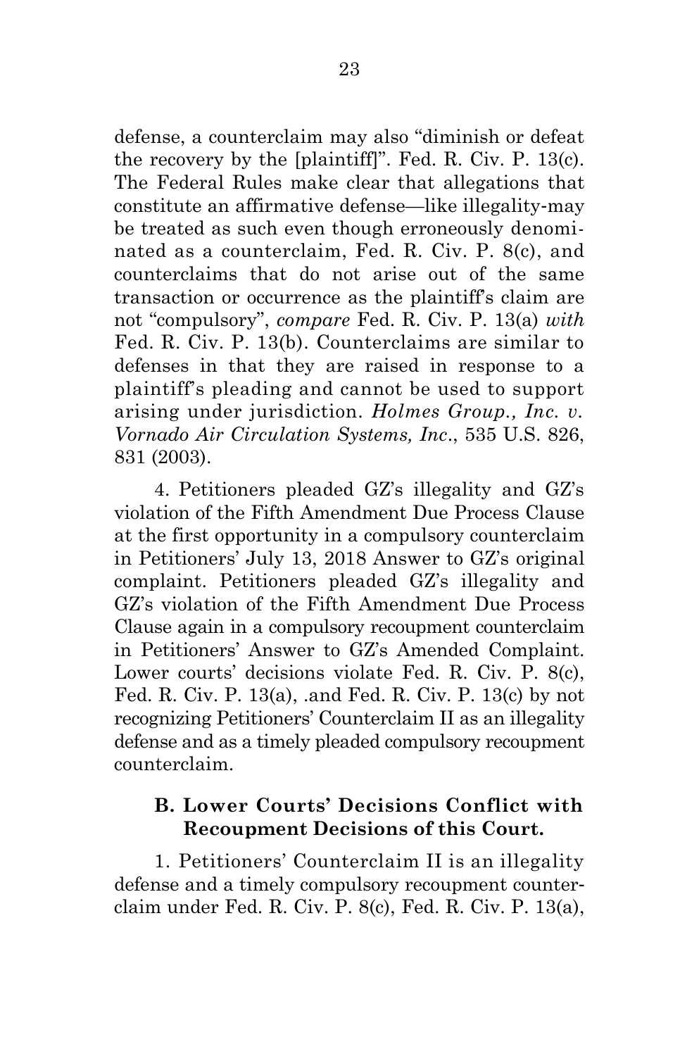defense, a counterclaim may also "diminish or defeat the recovery by the [plaintiff]". Fed. R. Civ. P. 13(c). The Federal Rules make clear that allegations that constitute an affirmative defense—like illegality-may be treated as such even though erroneously denominated as a counterclaim, Fed. R. Civ. P. 8(c), and counterclaims that do not arise out of the same transaction or occurrence as the plaintiff's claim are not "compulsory", *compare* Fed. R. Civ. P. 13(a) *with* Fed. R. Civ. P. 13(b). Counterclaims are similar to defenses in that they are raised in response to a plaintiff's pleading and cannot be used to support arising under jurisdiction. *Holmes Group., Inc. v. Vornado Air Circulation Systems, Inc*., 535 U.S. 826, 831 (2003).

4. Petitioners pleaded GZ's illegality and GZ's violation of the Fifth Amendment Due Process Clause at the first opportunity in a compulsory counterclaim in Petitioners' July 13, 2018 Answer to GZ's original complaint. Petitioners pleaded GZ's illegality and GZ's violation of the Fifth Amendment Due Process Clause again in a compulsory recoupment counterclaim in Petitioners' Answer to GZ's Amended Complaint. Lower courts' decisions violate Fed. R. Civ. P. 8(c), Fed. R. Civ. P. 13(a), .and Fed. R. Civ. P. 13(c) by not recognizing Petitioners' Counterclaim II as an illegality defense and as a timely pleaded compulsory recoupment counterclaim.

### B. Lower Courts' Decisions Conflict with Recoupment Decisions of this Court.

1. Petitioners' Counterclaim II is an illegality defense and a timely compulsory recoupment counterclaim under Fed. R. Civ. P. 8(c), Fed. R. Civ. P. 13(a),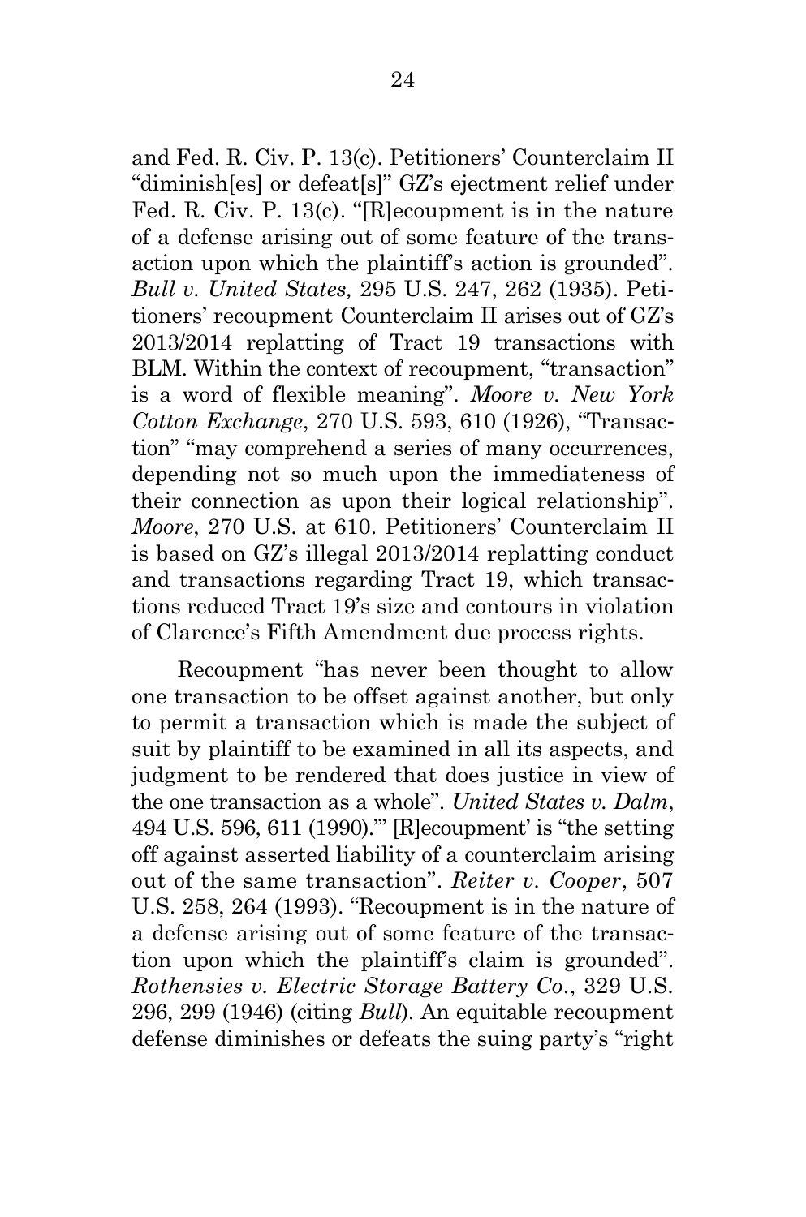and Fed. R. Civ. P. 13(c). Petitioners' Counterclaim II "diminish[es] or defeat[s]" GZ's ejectment relief under Fed. R. Civ. P. 13(c). "[R]ecoupment is in the nature of a defense arising out of some feature of the transaction upon which the plaintiff's action is grounded". *Bull v. United States,* 295 U.S. 247, 262 (1935). Petitioners' recoupment Counterclaim II arises out of GZ's 2013/2014 replatting of Tract 19 transactions with BLM. Within the context of recoupment, "transaction" is a word of flexible meaning". *Moore v. New York Cotton Exchange*, 270 U.S. 593, 610 (1926), "Transaction" "may comprehend a series of many occurrences, depending not so much upon the immediateness of their connection as upon their logical relationship". *Moore*, 270 U.S. at 610. Petitioners' Counterclaim II is based on GZ's illegal 2013/2014 replatting conduct and transactions regarding Tract 19, which transactions reduced Tract 19's size and contours in violation of Clarence's Fifth Amendment due process rights.

Recoupment "has never been thought to allow one transaction to be offset against another, but only to permit a transaction which is made the subject of suit by plaintiff to be examined in all its aspects, and judgment to be rendered that does justice in view of the one transaction as a whole". *United States v. Dalm*, 494 U.S. 596, 611 (1990).'" [R]ecoupment' is "the setting off against asserted liability of a counterclaim arising out of the same transaction". *Reiter v. Cooper*, 507 U.S. 258, 264 (1993). "Recoupment is in the nature of a defense arising out of some feature of the transaction upon which the plaintiff's claim is grounded". *Rothensies v. Electric Storage Battery Co*., 329 U.S. 296, 299 (1946) (citing *Bull*). An equitable recoupment defense diminishes or defeats the suing party's "right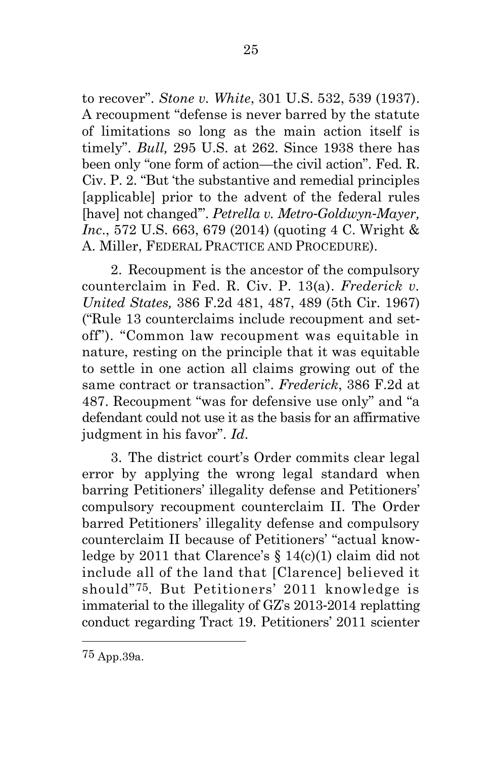to recover". *Stone v. White*, 301 U.S. 532, 539 (1937). A recoupment "defense is never barred by the statute of limitations so long as the main action itself is timely". *Bull,* 295 U.S. at 262. Since 1938 there has been only "one form of action—the civil action". Fed. R. Civ. P. 2. "But 'the substantive and remedial principles [applicable] prior to the advent of the federal rules [have] not changed'". *Petrella v. Metro-Goldwyn-Mayer, Inc*., 572 U.S. 663, 679 (2014) (quoting 4 C. Wright & A. Miller, FEDERAL PRACTICE AND PROCEDURE).

2. Recoupment is the ancestor of the compulsory counterclaim in Fed. R. Civ. P. 13(a). *Frederick v. United States,* 386 F.2d 481, 487, 489 (5th Cir. 1967) ("Rule 13 counterclaims include recoupment and set-off"). "Common law recoupment was equitable in nature, resting on the principle that it was equitable to settle in one action all claims growing out of the same contract or transaction". *Frederick*, 386 F.2d at 487. Recoupment "was for defensive use only" and "a defendant could not use it as the basis for an affirmative judgment in his favor". *Id*.

3. The district court's Order commits clear legal error by applying the wrong legal standard when barring Petitioners' illegality defense and Petitioners' compulsory recoupment counterclaim II. The Order barred Petitioners' illegality defense and compulsory counterclaim II because of Petitioners' "actual knowledge by 2011 that Clarence's § 14(c)(1) claim did not include all of the land that [Clarence] believed it should"[75]. But Petitioners' 2011 knowledge is immaterial to the illegality of GZ's 2013-2014 replatting conduct regarding Tract 19. Petitioners' 2011 scienter

[75] App.39a.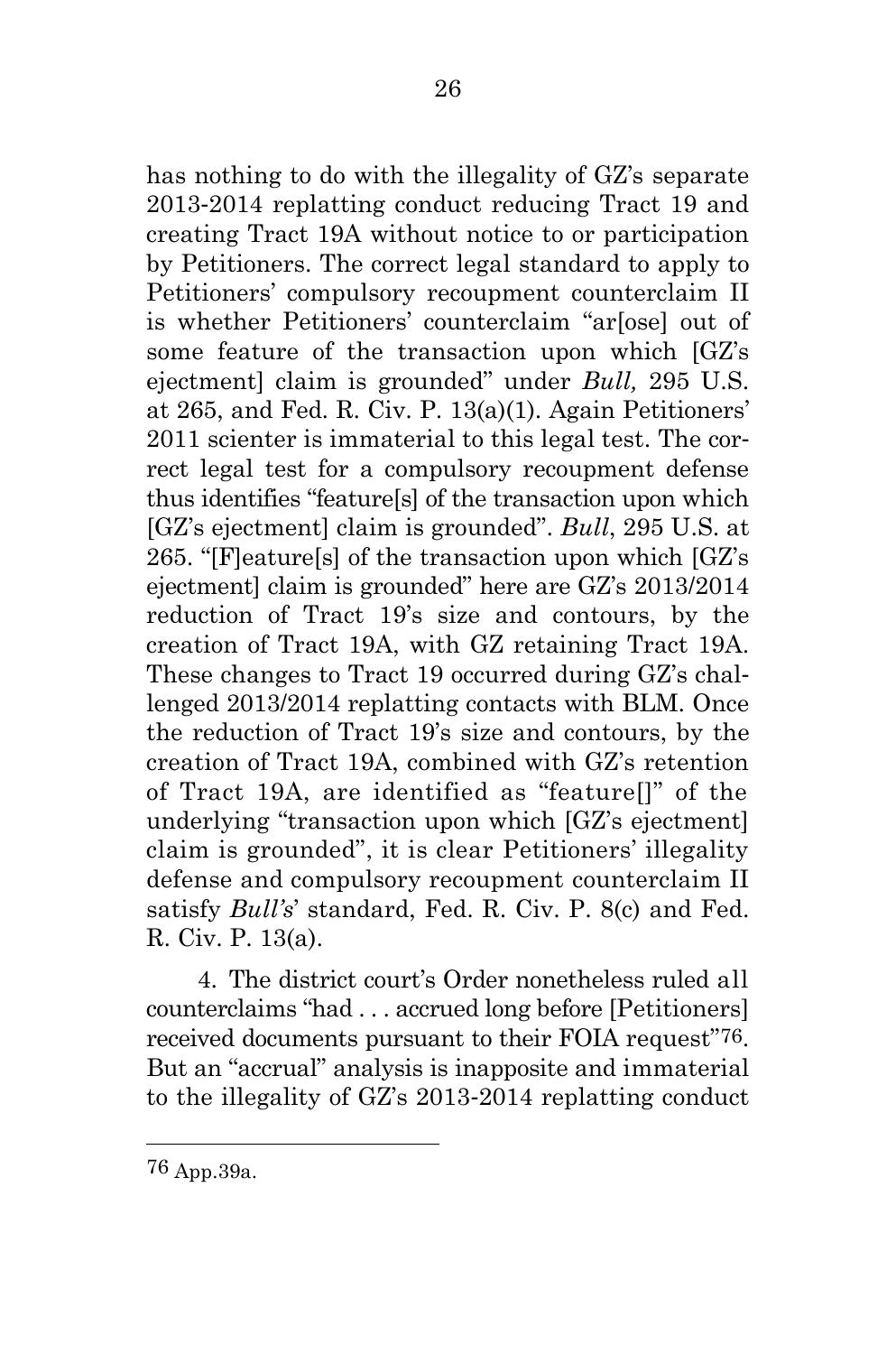has nothing to do with the illegality of GZ's separate 2013-2014 replatting conduct reducing Tract 19 and creating Tract 19A without notice to or participation by Petitioners. The correct legal standard to apply to Petitioners' compulsory recoupment counterclaim II is whether Petitioners' counterclaim "ar[ose] out of some feature of the transaction upon which [GZ's ejectment] claim is grounded" under *Bull,* 295 U.S. at 265, and Fed. R. Civ. P. 13(a)(1). Again Petitioners' 2011 scienter is immaterial to this legal test. The correct legal test for a compulsory recoupment defense thus identifies "feature[s] of the transaction upon which [GZ's ejectment] claim is grounded". *Bull*, 295 U.S. at 265. "[F]eature[s] of the transaction upon which [GZ's ejectment] claim is grounded" here are GZ's 2013/2014 reduction of Tract 19's size and contours, by the creation of Tract 19A, with GZ retaining Tract 19A. These changes to Tract 19 occurred during GZ's challenged 2013/2014 replatting contacts with BLM. Once the reduction of Tract 19's size and contours, by the creation of Tract 19A, combined with GZ's retention of Tract 19A, are identified as "feature[]" of the underlying "transaction upon which [GZ's ejectment] claim is grounded", it is clear Petitioners' illegality defense and compulsory recoupment counterclaim II satisfy *Bull's*' standard, Fed. R. Civ. P. 8(c) and Fed. R. Civ. P. 13(a).

4. The district court's Order nonetheless ruled all counterclaims "had . . . accrued long before [Petitioners] received documents pursuant to their FOIA request"[76]. But an "accrual" analysis is inapposite and immaterial to the illegality of GZ's 2013-2014 replatting conduct

[76] App.39a.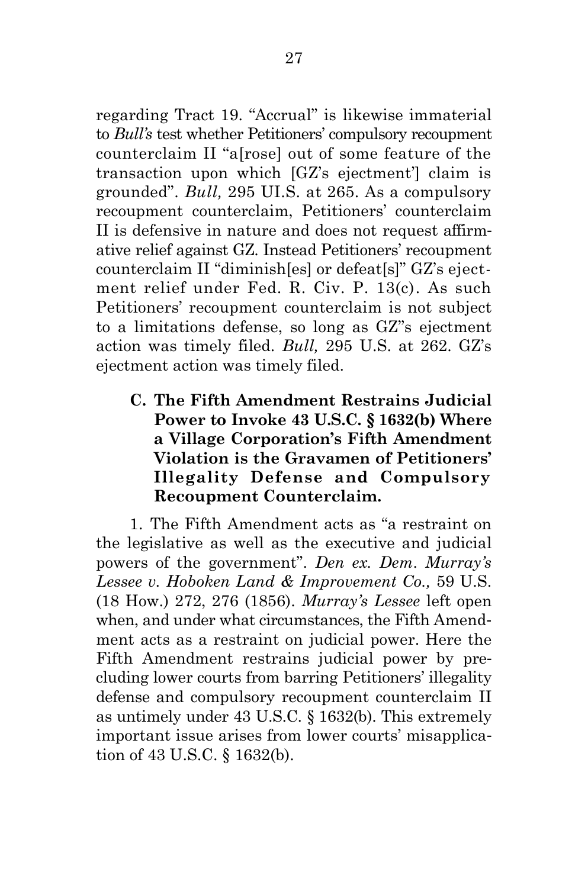regarding Tract 19. "Accrual" is likewise immaterial to *Bull's* test whether Petitioners' compulsory recoupment counterclaim II "a[rose] out of some feature of the transaction upon which [GZ's ejectment'] claim is grounded". *Bull,* 295 UI.S. at 265. As a compulsory recoupment counterclaim, Petitioners' counterclaim II is defensive in nature and does not request affirmative relief against GZ. Instead Petitioners' recoupment counterclaim II "diminish[es] or defeat[s]" GZ's ejectment relief under Fed. R. Civ. P. 13(c). As such Petitioners' recoupment counterclaim is not subject to a limitations defense, so long as GZ"s ejectment action was timely filed. *Bull,* 295 U.S. at 262. GZ's ejectment action was timely filed.

### C. The Fifth Amendment Restrains Judicial Power to Invoke 43 U.S.C. § 1632(b) Where a Village Corporation's Fifth Amendment Violation is the Gravamen of Petitioners' Illegality Defense and Compulsory Recoupment Counterclaim.

1. The Fifth Amendment acts as "a restraint on the legislative as well as the executive and judicial powers of the government". *Den ex. Dem. Murray's Lessee v. Hoboken Land & Improvement Co.,* 59 U.S. (18 How.) 272, 276 (1856). *Murray's Lessee* left open when, and under what circumstances, the Fifth Amendment acts as a restraint on judicial power. Here the Fifth Amendment restrains judicial power by precluding lower courts from barring Petitioners' illegality defense and compulsory recoupment counterclaim II as untimely under 43 U.S.C. § 1632(b). This extremely important issue arises from lower courts' misapplication of 43 U.S.C. § 1632(b).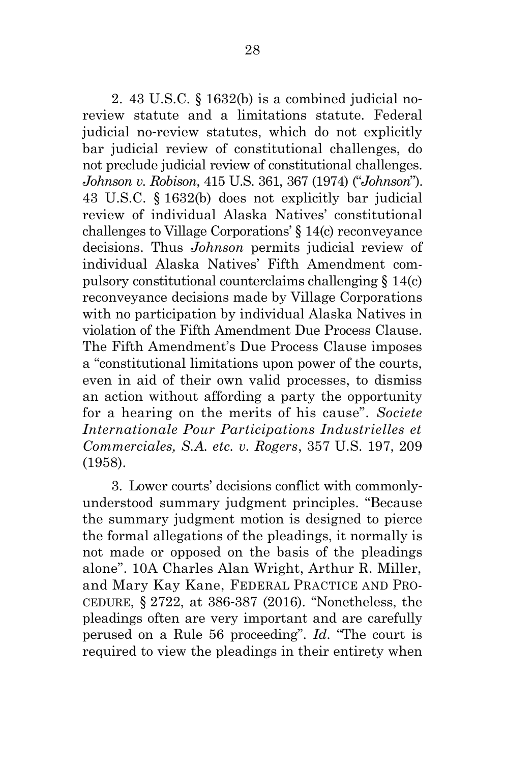2. 43 U.S.C. § 1632(b) is a combined judicial no-review statute and a limitations statute. Federal judicial no-review statutes, which do not explicitly bar judicial review of constitutional challenges, do not preclude judicial review of constitutional challenges. *Johnson v. Robison*, 415 U.S. 361, 367 (1974) ("*Johnson*"). 43 U.S.C. § 1632(b) does not explicitly bar judicial review of individual Alaska Natives' constitutional challenges to Village Corporations' § 14(c) reconveyance decisions. Thus *Johnson* permits judicial review of individual Alaska Natives' Fifth Amendment compulsory constitutional counterclaims challenging § 14(c) reconveyance decisions made by Village Corporations with no participation by individual Alaska Natives in violation of the Fifth Amendment Due Process Clause. The Fifth Amendment's Due Process Clause imposes a "constitutional limitations upon power of the courts, even in aid of their own valid processes, to dismiss an action without affording a party the opportunity for a hearing on the merits of his cause". *Societe Internationale Pour Participations Industrielles et Commerciales, S.A. etc. v. Rogers*, 357 U.S. 197, 209 (1958).

3. Lower courts' decisions conflict with commonly-understood summary judgment principles. "Because the summary judgment motion is designed to pierce the formal allegations of the pleadings, it normally is not made or opposed on the basis of the pleadings alone". 10A Charles Alan Wright, Arthur R. Miller, and Mary Kay Kane, FEDERAL PRACTICE AND PROCEDURE, § 2722, at 386-387 (2016). "Nonetheless, the pleadings often are very important and are carefully perused on a Rule 56 proceeding". *Id.* "The court is required to view the pleadings in their entirety when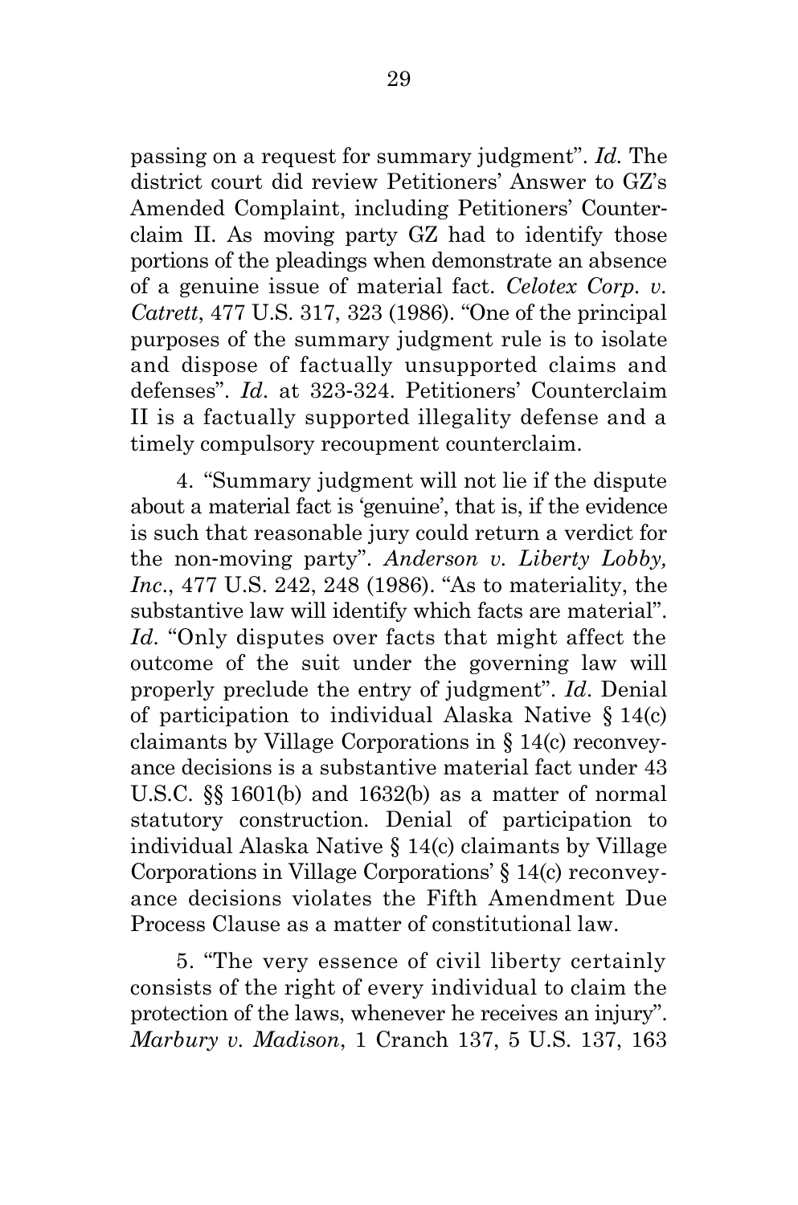passing on a request for summary judgment". *Id.* The district court did review Petitioners' Answer to GZ's Amended Complaint, including Petitioners' Counterclaim II. As moving party GZ had to identify those portions of the pleadings when demonstrate an absence of a genuine issue of material fact. *Celotex Corp. v. Catrett*, 477 U.S. 317, 323 (1986). "One of the principal purposes of the summary judgment rule is to isolate and dispose of factually unsupported claims and defenses". *Id.* at 323-324. Petitioners' Counterclaim II is a factually supported illegality defense and a timely compulsory recoupment counterclaim.

4. "Summary judgment will not lie if the dispute about a material fact is 'genuine', that is, if the evidence is such that reasonable jury could return a verdict for the non-moving party". *Anderson v. Liberty Lobby, Inc.*, 477 U.S. 242, 248 (1986). "As to materiality, the substantive law will identify which facts are material". *Id.* "Only disputes over facts that might affect the outcome of the suit under the governing law will properly preclude the entry of judgment". *Id.* Denial of participation to individual Alaska Native § 14(c) claimants by Village Corporations in § 14(c) reconveyance decisions is a substantive material fact under 43 U.S.C. §§ 1601(b) and 1632(b) as a matter of normal statutory construction. Denial of participation to individual Alaska Native § 14(c) claimants by Village Corporations in Village Corporations' § 14(c) reconveyance decisions violates the Fifth Amendment Due Process Clause as a matter of constitutional law.

5. "The very essence of civil liberty certainly consists of the right of every individual to claim the protection of the laws, whenever he receives an injury". *Marbury v. Madison*, 1 Cranch 137, 5 U.S. 137, 163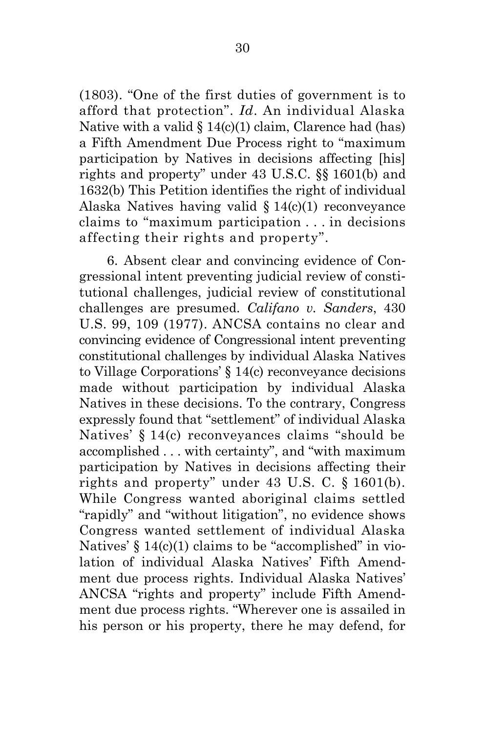(1803). "One of the first duties of government is to afford that protection". *Id*. An individual Alaska Native with a valid § 14(c)(1) claim, Clarence had (has) a Fifth Amendment Due Process right to "maximum participation by Natives in decisions affecting [his] rights and property" under 43 U.S.C. §§ 1601(b) and 1632(b) This Petition identifies the right of individual Alaska Natives having valid § 14(c)(1) reconveyance claims to "maximum participation . . . in decisions affecting their rights and property".

6. Absent clear and convincing evidence of Congressional intent preventing judicial review of constitutional challenges, judicial review of constitutional challenges are presumed. *Califano v. Sanders*, 430 U.S. 99, 109 (1977). ANCSA contains no clear and convincing evidence of Congressional intent preventing constitutional challenges by individual Alaska Natives to Village Corporations' § 14(c) reconveyance decisions made without participation by individual Alaska Natives in these decisions. To the contrary, Congress expressly found that "settlement" of individual Alaska Natives' § 14(c) reconveyances claims "should be accomplished . . . with certainty", and "with maximum participation by Natives in decisions affecting their rights and property" under 43 U.S. C. § 1601(b). While Congress wanted aboriginal claims settled "rapidly" and "without litigation", no evidence shows Congress wanted settlement of individual Alaska Natives' § 14(c)(1) claims to be "accomplished" in violation of individual Alaska Natives' Fifth Amendment due process rights. Individual Alaska Natives' ANCSA "rights and property" include Fifth Amendment due process rights. "Wherever one is assailed in his person or his property, there he may defend, for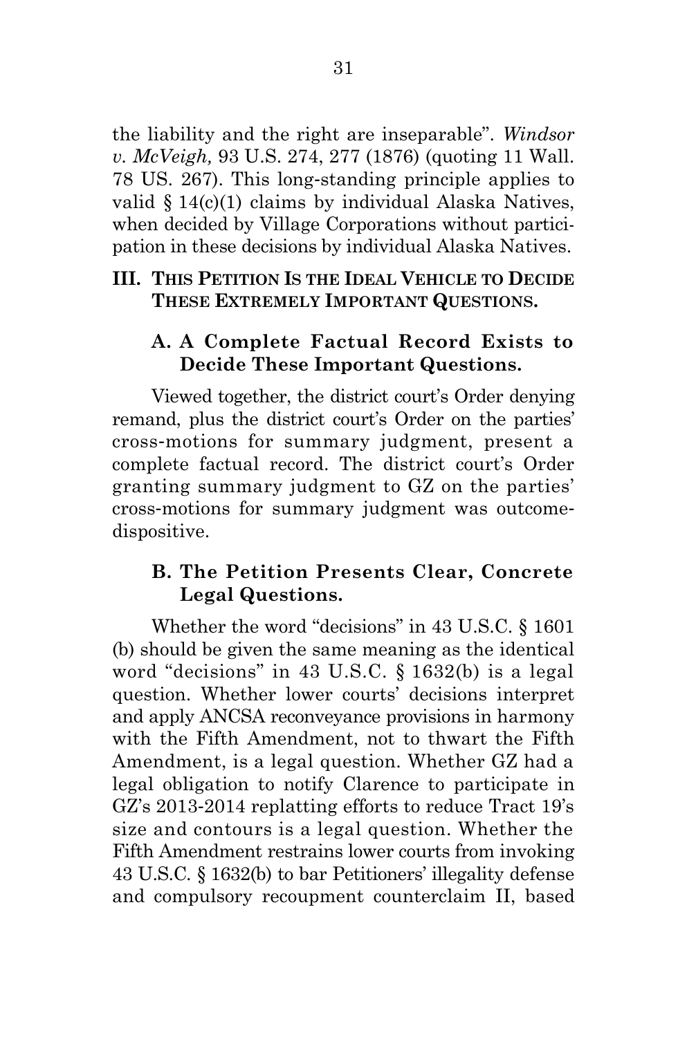the liability and the right are inseparable". *Windsor v. McVeigh,* 93 U.S. 274, 277 (1876) (quoting 11 Wall. 78 US. 267). This long-standing principle applies to valid § 14(c)(1) claims by individual Alaska Natives, when decided by Village Corporations without participation in these decisions by individual Alaska Natives.

## III. THIS PETITION IS THE IDEAL VEHICLE TO DECIDE THESE EXTREMELY IMPORTANT QUESTIONS.

### A. A Complete Factual Record Exists to Decide These Important Questions.

Viewed together, the district court's Order denying remand, plus the district court's Order on the parties' cross-motions for summary judgment, present a complete factual record. The district court's Order granting summary judgment to GZ on the parties' cross-motions for summary judgment was outcome-dispositive.

### B. The Petition Presents Clear, Concrete Legal Questions.

Whether the word "decisions" in 43 U.S.C. § 1601 (b) should be given the same meaning as the identical word "decisions" in 43 U.S.C. § 1632(b) is a legal question. Whether lower courts' decisions interpret and apply ANCSA reconveyance provisions in harmony with the Fifth Amendment, not to thwart the Fifth Amendment, is a legal question. Whether GZ had a legal obligation to notify Clarence to participate in GZ's 2013-2014 replatting efforts to reduce Tract 19's size and contours is a legal question. Whether the Fifth Amendment restrains lower courts from invoking 43 U.S.C. § 1632(b) to bar Petitioners' illegality defense and compulsory recoupment counterclaim II, based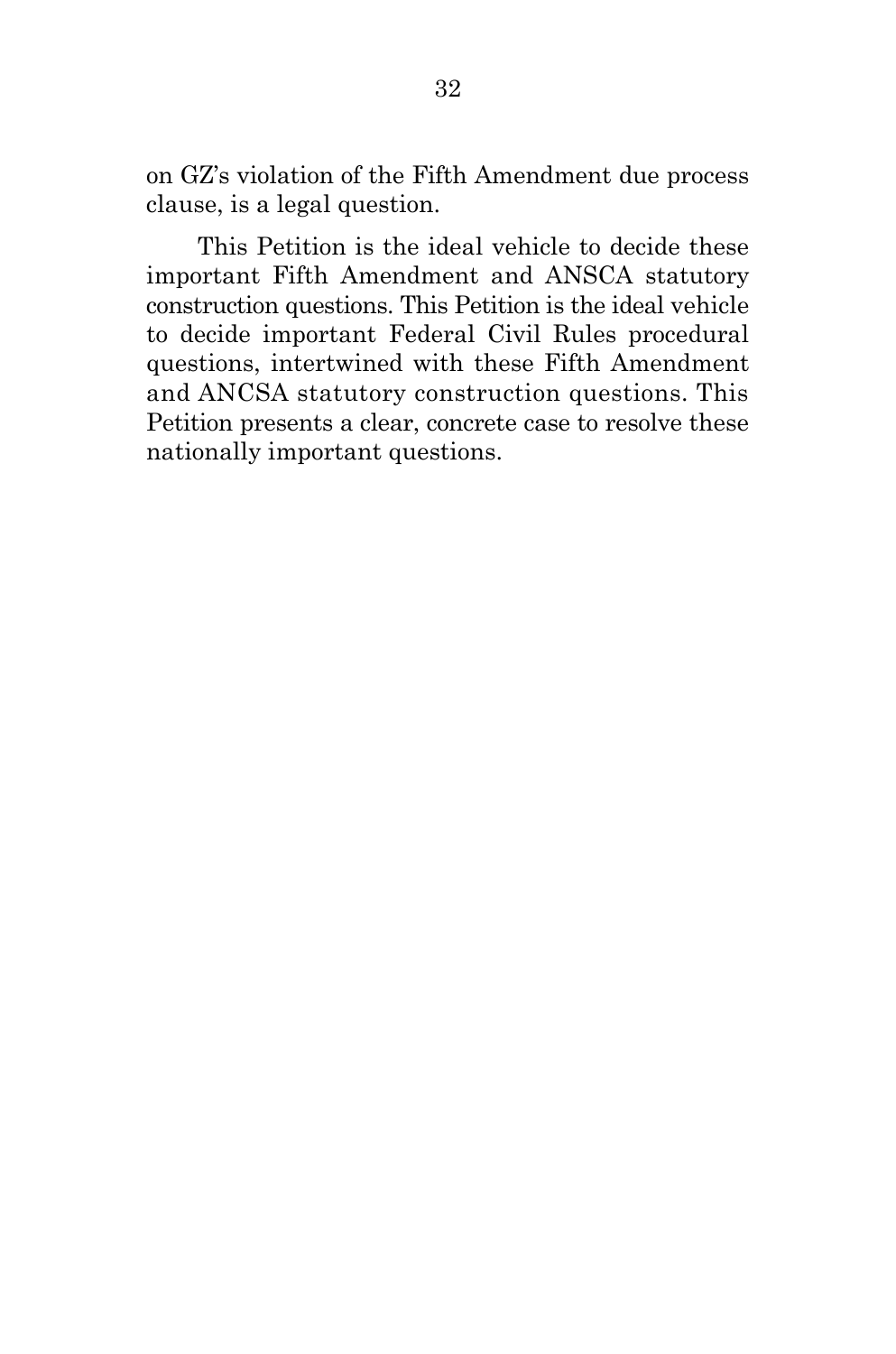on GZ's violation of the Fifth Amendment due process clause, is a legal question.

This Petition is the ideal vehicle to decide these important Fifth Amendment and ANSCA statutory construction questions. This Petition is the ideal vehicle to decide important Federal Civil Rules procedural questions, intertwined with these Fifth Amendment and ANCSA statutory construction questions. This Petition presents a clear, concrete case to resolve these nationally important questions.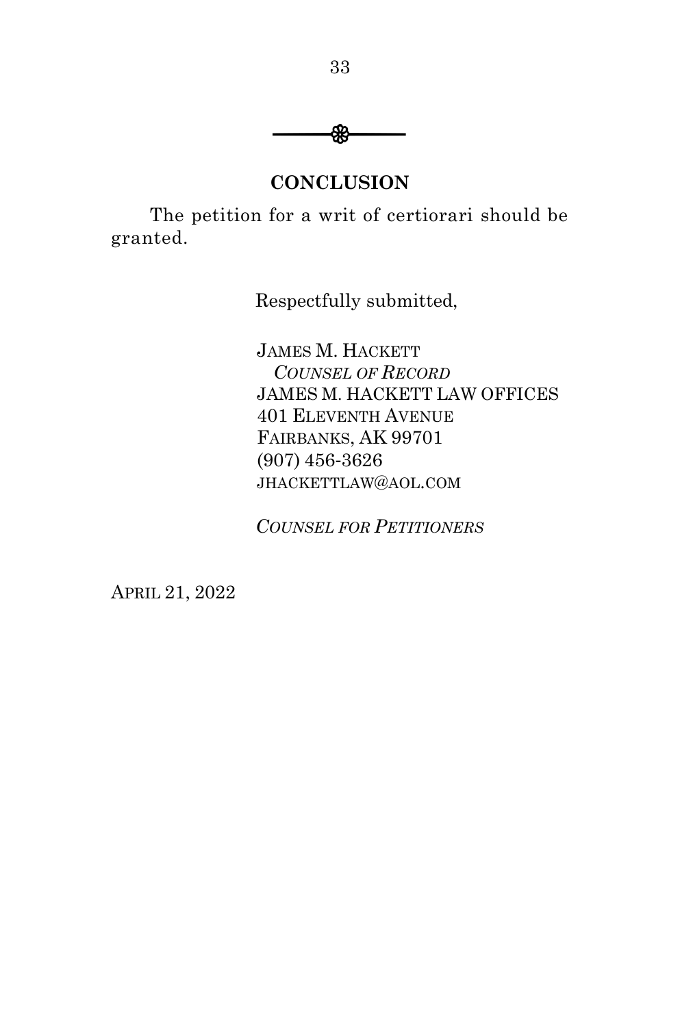## CONCLUSION

The petition for a writ of certiorari should be granted.

Respectfully submitted,

JAMES M. HACKETT
*COUNSEL OF RECORD*
JAMES M. HACKETT LAW OFFICES
401 ELEVENTH AVENUE
FAIRBANKS, AK 99701
(907) 456-3626
JHACKETTLAW@AOL.COM

*COUNSEL FOR PETITIONERS*

APRIL 21, 2022